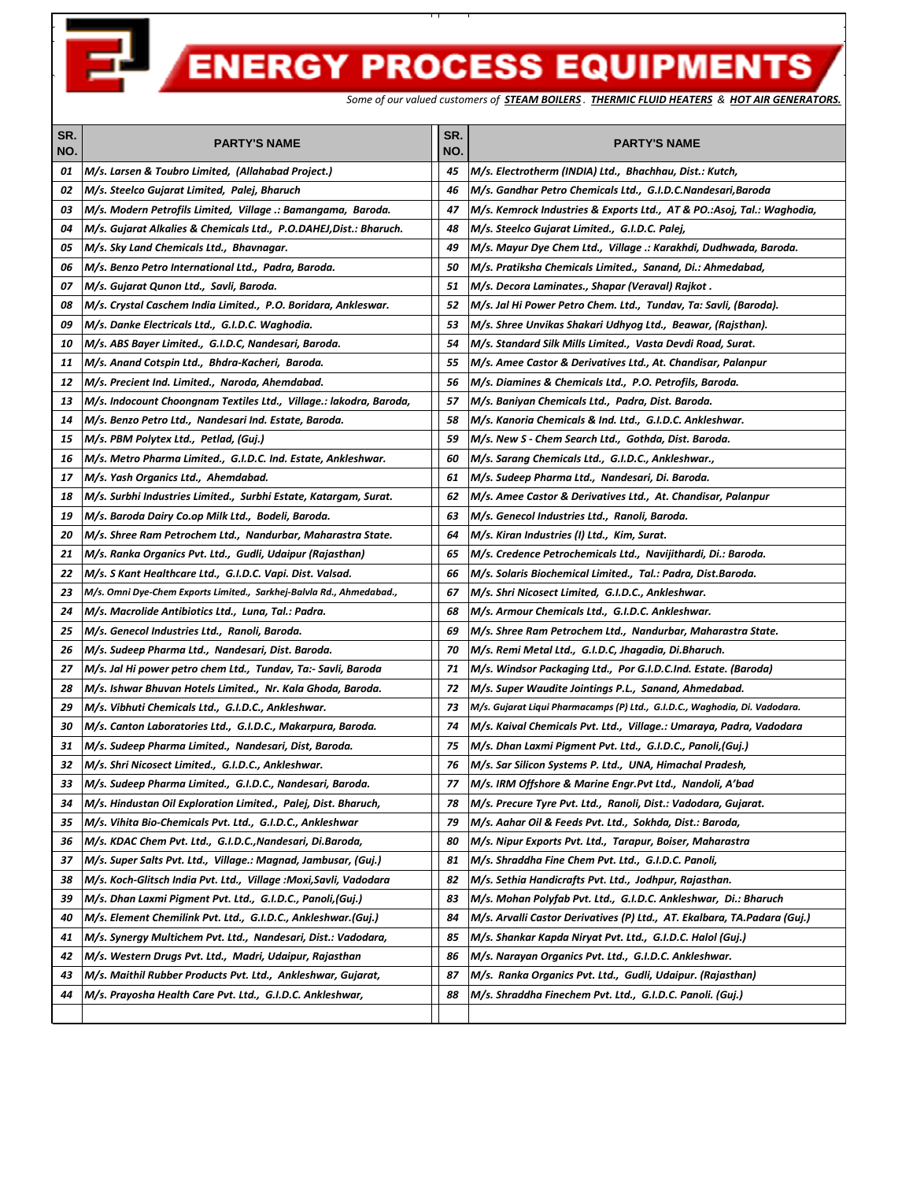# ENERGY PROCESS EQUIPMENTS

*Some of our valued customers of **STEAM BOILERS**. **THERMIC FLUID HEATERS** & **HOT AIR GENERATORS.***

| SR. NO. | PARTY'S NAME | SR. NO. | PARTY'S NAME |
|---|---|---|---|
| 01 | M/s. Larsen & Toubro Limited, (Allahabad Project.) | 45 | M/s. Electrotherm (INDIA) Ltd., Bhachhau, Dist.: Kutch, |
| 02 | M/s. Steelco Gujarat Limited, Palej, Bharuch | 46 | M/s. Gandhar Petro Chemicals Ltd., G.I.D.C.Nandesari,Baroda |
| 03 | M/s. Modern Petrofils Limited, Village .: Bamangama, Baroda. | 47 | M/s. Kemrock Industries & Exports Ltd., AT & PO.:Asoj, Tal.: Waghodia, |
| 04 | M/s. Gujarat Alkalies & Chemicals Ltd., P.O.DAHEJ,Dist.: Bharuch. | 48 | M/s. Steelco Gujarat Limited., G.I.D.C. Palej, |
| 05 | M/s. Sky Land Chemicals Ltd., Bhavnagar. | 49 | M/s. Mayur Dye Chem Ltd., Village .: Karakhdi, Dudhwada, Baroda. |
| 06 | M/s. Benzo Petro International Ltd., Padra, Baroda. | 50 | M/s. Pratiksha Chemicals Limited., Sanand, Di.: Ahmedabad, |
| 07 | M/s. Gujarat Qunon Ltd., Savli, Baroda. | 51 | M/s. Decora Laminates., Shapar (Veraval) Rajkot . |
| 08 | M/s. Crystal Caschem India Limited., P.O. Boridara, Ankleswar. | 52 | M/s. Jal Hi Power Petro Chem. Ltd., Tundav, Ta: Savli, (Baroda). |
| 09 | M/s. Danke Electricals Ltd., G.I.D.C. Waghodia. | 53 | M/s. Shree Unvikas Shakari Udhyog Ltd., Beawar, (Rajsthan). |
| 10 | M/s. ABS Bayer Limited., G.I.D.C, Nandesari, Baroda. | 54 | M/s. Standard Silk Mills Limited., Vasta Devdi Road, Surat. |
| 11 | M/s. Anand Cotspin Ltd., Bhdra-Kacheri, Baroda. | 55 | M/s. Amee Castor & Derivatives Ltd., At. Chandisar, Palanpur |
| 12 | M/s. Precient Ind. Limited., Naroda, Ahemdabad. | 56 | M/s. Diamines & Chemicals Ltd., P.O. Petrofils, Baroda. |
| 13 | M/s. Indocount Choongnam Textiles Ltd., Village.: lakodra, Baroda, | 57 | M/s. Baniyan Chemicals Ltd., Padra, Dist. Baroda. |
| 14 | M/s. Benzo Petro Ltd., Nandesari Ind. Estate, Baroda. | 58 | M/s. Kanoria Chemicals & Ind. Ltd., G.I.D.C. Ankleshwar. |
| 15 | M/s. PBM Polytex Ltd., Petlad, (Guj.) | 59 | M/s. New S - Chem Search Ltd., Gothda, Dist. Baroda. |
| 16 | M/s. Metro Pharma Limited., G.I.D.C. Ind. Estate, Ankleshwar. | 60 | M/s. Sarang Chemicals Ltd., G.I.D.C., Ankleshwar., |
| 17 | M/s. Yash Organics Ltd., Ahemdabad. | 61 | M/s. Sudeep Pharma Ltd., Nandesari, Di. Baroda. |
| 18 | M/s. Surbhi Industries Limited., Surbhi Estate, Katargam, Surat. | 62 | M/s. Amee Castor & Derivatives Ltd., At. Chandisar, Palanpur |
| 19 | M/s. Baroda Dairy Co.op Milk Ltd., Bodeli, Baroda. | 63 | M/s. Genecol Industries Ltd., Ranoli, Baroda. |
| 20 | M/s. Shree Ram Petrochem Ltd., Nandurbar, Maharastra State. | 64 | M/s. Kiran Industries (I) Ltd., Kim, Surat. |
| 21 | M/s. Ranka Organics Pvt. Ltd., Gudli, Udaipur (Rajasthan) | 65 | M/s. Credence Petrochemicals Ltd., Navijithardi, Di.: Baroda. |
| 22 | M/s. S Kant Healthcare Ltd., G.I.D.C. Vapi. Dist. Valsad. | 66 | M/s. Solaris Biochemical Limited., Tal.: Padra, Dist.Baroda. |
| 23 | M/s. Omni Dye-Chem Exports Limited., Sarkhej-Balvla Rd., Ahmedabad., | 67 | M/s. Shri Nicosect Limited, G.I.D.C., Ankleshwar. |
| 24 | M/s. Macrolide Antibiotics Ltd., Luna, Tal.: Padra. | 68 | M/s. Armour Chemicals Ltd., G.I.D.C. Ankleshwar. |
| 25 | M/s. Genecol Industries Ltd., Ranoli, Baroda. | 69 | M/s. Shree Ram Petrochem Ltd., Nandurbar, Maharastra State. |
| 26 | M/s. Sudeep Pharma Ltd., Nandesari, Dist. Baroda. | 70 | M/s. Remi Metal Ltd., G.I.D.C, Jhagadia, Di.Bharuch. |
| 27 | M/s. Jal Hi power petro chem Ltd., Tundav, Ta:- Savli, Baroda | 71 | M/s. Windsor Packaging Ltd., Por G.I.D.C.Ind. Estate. (Baroda) |
| 28 | M/s. Ishwar Bhuvan Hotels Limited., Nr. Kala Ghoda, Baroda. | 72 | M/s. Super Waudite Jointings P.L., Sanand, Ahmedabad. |
| 29 | M/s. Vibhuti Chemicals Ltd., G.I.D.C., Ankleshwar. | 73 | M/s. Gujarat Liqui Pharmacamps (P) Ltd., G.I.D.C., Waghodia, Di. Vadodara. |
| 30 | M/s. Canton Laboratories Ltd., G.I.D.C., Makarpura, Baroda. | 74 | M/s. Kaival Chemicals Pvt. Ltd., Village.: Umaraya, Padra, Vadodara |
| 31 | M/s. Sudeep Pharma Limited., Nandesari, Dist, Baroda. | 75 | M/s. Dhan Laxmi Pigment Pvt. Ltd., G.I.D.C., Panoli,(Guj.) |
| 32 | M/s. Shri Nicosect Limited., G.I.D.C., Ankleshwar. | 76 | M/s. Sar Silicon Systems P. Ltd., UNA, Himachal Pradesh, |
| 33 | M/s. Sudeep Pharma Limited., G.I.D.C., Nandesari, Baroda. | 77 | M/s. IRM Offshore & Marine Engr.Pvt Ltd., Nandoli, A'bad |
| 34 | M/s. Hindustan Oil Exploration Limited., Palej, Dist. Bharuch, | 78 | M/s. Precure Tyre Pvt. Ltd., Ranoli, Dist.: Vadodara, Gujarat. |
| 35 | M/s. Vihita Bio-Chemicals Pvt. Ltd., G.I.D.C., Ankleshwar | 79 | M/s. Aahar Oil & Feeds Pvt. Ltd., Sokhda, Dist.: Baroda, |
| 36 | M/s. KDAC Chem Pvt. Ltd., G.I.D.C.,Nandesari, Di.Baroda, | 80 | M/s. Nipur Exports Pvt. Ltd., Tarapur, Boiser, Maharastra |
| 37 | M/s. Super Salts Pvt. Ltd., Village.: Magnad, Jambusar, (Guj.) | 81 | M/s. Shraddha Fine Chem Pvt. Ltd., G.I.D.C. Panoli, |
| 38 | M/s. Koch-Glitsch India Pvt. Ltd., Village :Moxi,Savli, Vadodara | 82 | M/s. Sethia Handicrafts Pvt. Ltd., Jodhpur, Rajasthan. |
| 39 | M/s. Dhan Laxmi Pigment Pvt. Ltd., G.I.D.C., Panoli,(Guj.) | 83 | M/s. Mohan Polyfab Pvt. Ltd., G.I.D.C. Ankleshwar, Di.: Bharuch |
| 40 | M/s. Element Chemilink Pvt. Ltd., G.I.D.C., Ankleshwar.(Guj.) | 84 | M/s. Arvalli Castor Derivatives (P) Ltd., AT. Ekalbara, TA.Padara (Guj.) |
| 41 | M/s. Synergy Multichem Pvt. Ltd., Nandesari, Dist.: Vadodara, | 85 | M/s. Shankar Kapda Niryat Pvt. Ltd., G.I.D.C. Halol (Guj.) |
| 42 | M/s. Western Drugs Pvt. Ltd., Madri, Udaipur, Rajasthan | 86 | M/s. Narayan Organics Pvt. Ltd., G.I.D.C. Ankleshwar. |
| 43 | M/s. Maithil Rubber Products Pvt. Ltd., Ankleshwar, Gujarat, | 87 | M/s. Ranka Organics Pvt. Ltd., Gudli, Udaipur. (Rajasthan) |
| 44 | M/s. Prayosha Health Care Pvt. Ltd., G.I.D.C. Ankleshwar, | 88 | M/s. Shraddha Finechem Pvt. Ltd., G.I.D.C. Panoli. (Guj.) |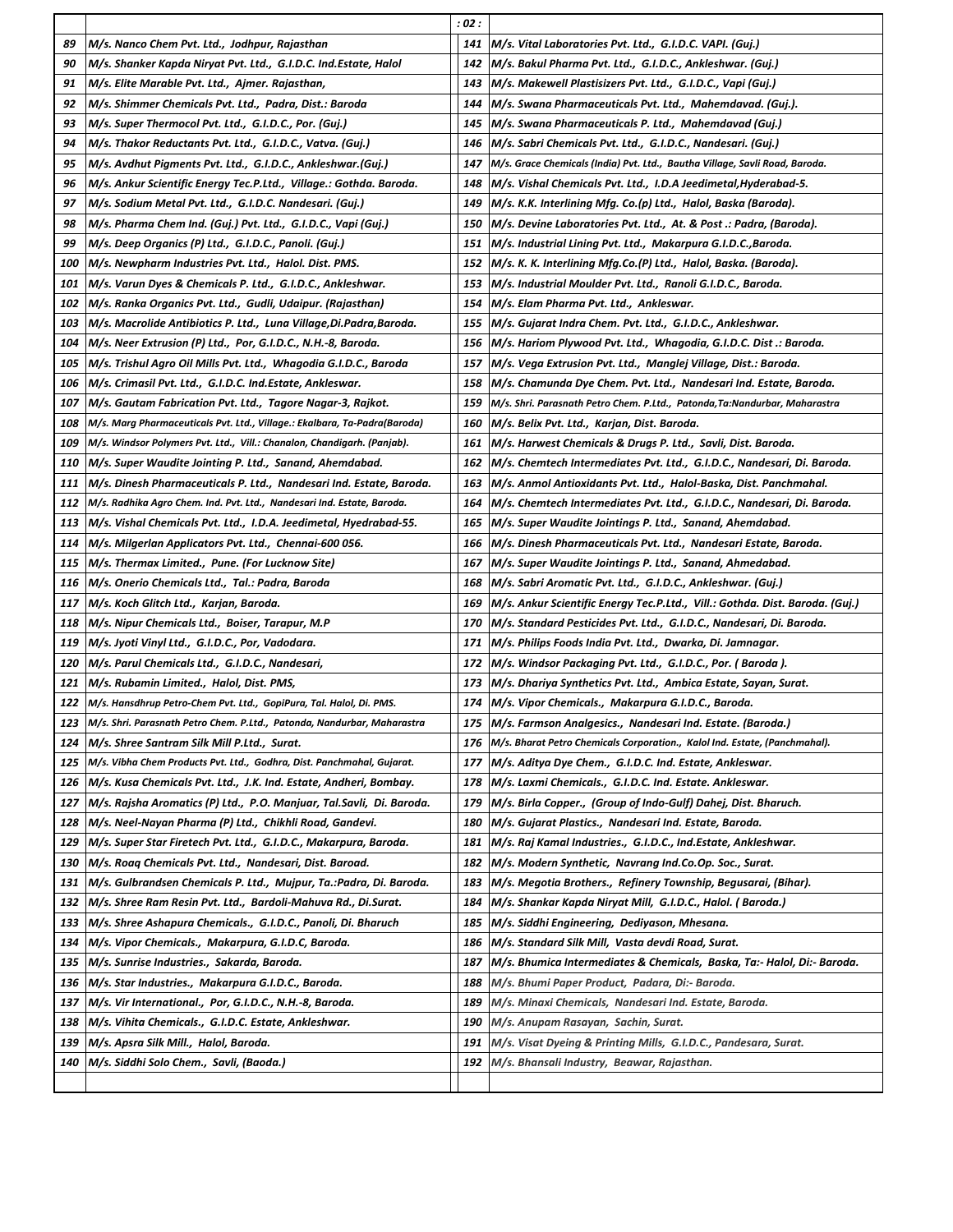| | |
|---|---|
| 89 | M/s. Nanco Chem Pvt. Ltd., Jodhpur, Rajasthan |
| 90 | M/s. Shanker Kapda Niryat Pvt. Ltd., G.I.D.C. Ind.Estate, Halol |
| 91 | M/s. Elite Marable Pvt. Ltd., Ajmer. Rajasthan, |
| 92 | M/s. Shimmer Chemicals Pvt. Ltd., Padra, Dist.: Baroda |
| 93 | M/s. Super Thermocol Pvt. Ltd., G.I.D.C., Por. (Guj.) |
| 94 | M/s. Thakor Reductants Pvt. Ltd., G.I.D.C., Vatva. (Guj.) |
| 95 | M/s. Avdhut Pigments Pvt. Ltd., G.I.D.C., Ankleshwar.(Guj.) |
| 96 | M/s. Ankur Scientific Energy Tec.P.Ltd., Village.: Gothda. Baroda. |
| 97 | M/s. Sodium Metal Pvt. Ltd., G.I.D.C. Nandesari. (Guj.) |
| 98 | M/s. Pharma Chem Ind. (Guj.) Pvt. Ltd., G.I.D.C., Vapi (Guj.) |
| 99 | M/s. Deep Organics (P) Ltd., G.I.D.C., Panoli. (Guj.) |
| 100 | M/s. Newpharm Industries Pvt. Ltd., Halol. Dist. PMS. |
| 101 | M/s. Varun Dyes & Chemicals P. Ltd., G.I.D.C., Ankleshwar. |
| 102 | M/s. Ranka Organics Pvt. Ltd., Gudli, Udaipur. (Rajasthan) |
| 103 | M/s. Macrolide Antibiotics P. Ltd., Luna Village,Di.Padra,Baroda. |
| 104 | M/s. Neer Extrusion (P) Ltd., Por, G.I.D.C., N.H.-8, Baroda. |
| 105 | M/s. Trishul Agro Oil Mills Pvt. Ltd., Whagodia G.I.D.C., Baroda |
| 106 | M/s. Crimasil Pvt. Ltd., G.I.D.C. Ind.Estate, Ankleswar. |
| 107 | M/s. Gautam Fabrication Pvt. Ltd., Tagore Nagar-3, Rajkot. |
| 108 | M/s. Marg Pharmaceuticals Pvt. Ltd., Village.: Ekalbara, Ta-Padra(Baroda) |
| 109 | M/s. Windsor Polymers Pvt. Ltd., Vill.: Chanalon, Chandigarh. (Panjab). |
| 110 | M/s. Super Waudite Jointing P. Ltd., Sanand, Ahemdabad. |
| 111 | M/s. Dinesh Pharmaceuticals P. Ltd., Nandesari Ind. Estate, Baroda. |
| 112 | M/s. Radhika Agro Chem. Ind. Pvt. Ltd., Nandesari Ind. Estate, Baroda. |
| 113 | M/s. Vishal Chemicals Pvt. Ltd., I.D.A. Jeedimetal, Hyedrabad-55. |
| 114 | M/s. Milgerlan Applicators Pvt. Ltd., Chennai-600 056. |
| 115 | M/s. Thermax Limited., Pune. (For Lucknow Site) |
| 116 | M/s. Onerio Chemicals Ltd., Tal.: Padra, Baroda |
| 117 | M/s. Koch Glitch Ltd., Karjan, Baroda. |
| 118 | M/s. Nipur Chemicals Ltd., Boiser, Tarapur, M.P |
| 119 | M/s. Jyoti Vinyl Ltd., G.I.D.C., Por, Vadodara. |
| 120 | M/s. Parul Chemicals Ltd., G.I.D.C., Nandesari, |
| 121 | M/s. Rubamin Limited., Halol, Dist. PMS, |
| 122 | M/s. Hansdhrup Petro-Chem Pvt. Ltd., GopiPura, Tal. Halol, Di. PMS. |
| 123 | M/s. Shri. Parasnath Petro Chem. P.Ltd., Patonda, Nandurbar, Maharastra |
| 124 | M/s. Shree Santram Silk Mill P.Ltd., Surat. |
| 125 | M/s. Vibha Chem Products Pvt. Ltd., Godhra, Dist. Panchmahal, Gujarat. |
| 126 | M/s. Kusa Chemicals Pvt. Ltd., J.K. Ind. Estate, Andheri, Bombay. |
| 127 | M/s. Rajsha Aromatics (P) Ltd., P.O. Manjuar, Tal.Savli, Di. Baroda. |
| 128 | M/s. Neel-Nayan Pharma (P) Ltd., Chikhli Road, Gandevi. |
| 129 | M/s. Super Star Firetech Pvt. Ltd., G.I.D.C., Makarpura, Baroda. |
| 130 | M/s. Roaq Chemicals Pvt. Ltd., Nandesari, Dist. Baroad. |
| 131 | M/s. Gulbrandsen Chemicals P. Ltd., Mujpur, Ta.:Padra, Di. Baroda. |
| 132 | M/s. Shree Ram Resin Pvt. Ltd., Bardoli-Mahuva Rd., Di.Surat. |
| 133 | M/s. Shree Ashapura Chemicals., G.I.D.C., Panoli, Di. Bharuch |
| 134 | M/s. Vipor Chemicals., Makarpura, G.I.D.C, Baroda. |
| 135 | M/s. Sunrise Industries., Sakarda, Baroda. |
| 136 | M/s. Star Industries., Makarpura G.I.D.C., Baroda. |
| 137 | M/s. Vir International., Por, G.I.D.C., N.H.-8, Baroda. |
| 138 | M/s. Vihita Chemicals., G.I.D.C. Estate, Ankleshwar. |
| 139 | M/s. Apsra Silk Mill., Halol, Baroda. |
| 140 | M/s. Siddhi Solo Chem., Savli, (Baoda.) |
| 141 | M/s. Vital Laboratories Pvt. Ltd., G.I.D.C. VAPI. (Guj.) |
| 142 | M/s. Bakul Pharma Pvt. Ltd., G.I.D.C., Ankleshwar. (Guj.) |
| 143 | M/s. Makewell Plastisizers Pvt. Ltd., G.I.D.C., Vapi (Guj.) |
| 144 | M/s. Swana Pharmaceuticals Pvt. Ltd., Mahemdavad. (Guj.). |
| 145 | M/s. Swana Pharmaceuticals P. Ltd., Mahemdavad (Guj.) |
| 146 | M/s. Sabri Chemicals Pvt. Ltd., G.I.D.C., Nandesari. (Guj.) |
| 147 | M/s. Grace Chemicals (India) Pvt. Ltd., Bautha Village, Savli Road, Baroda. |
| 148 | M/s. Vishal Chemicals Pvt. Ltd., I.D.A Jeedimetal,Hyderabad-5. |
| 149 | M/s. K.K. Interlining Mfg. Co.(p) Ltd., Halol, Baska (Baroda). |
| 150 | M/s. Devine Laboratories Pvt. Ltd., At. & Post .: Padra, (Baroda). |
| 151 | M/s. Industrial Lining Pvt. Ltd., Makarpura G.I.D.C.,Baroda. |
| 152 | M/s. K. K. Interlining Mfg.Co.(P) Ltd., Halol, Baska. (Baroda). |
| 153 | M/s. Industrial Moulder Pvt. Ltd., Ranoli G.I.D.C., Baroda. |
| 154 | M/s. Elam Pharma Pvt. Ltd., Ankleswar. |
| 155 | M/s. Gujarat Indra Chem. Pvt. Ltd., G.I.D.C., Ankleshwar. |
| 156 | M/s. Hariom Plywood Pvt. Ltd., Whagodia, G.I.D.C. Dist .: Baroda. |
| 157 | M/s. Vega Extrusion Pvt. Ltd., Manglej Village, Dist.: Baroda. |
| 158 | M/s. Chamunda Dye Chem. Pvt. Ltd., Nandesari Ind. Estate, Baroda. |
| 159 | M/s. Shri. Parasnath Petro Chem. P.Ltd., Patonda,Ta:Nandurbar, Maharastra |
| 160 | M/s. Belix Pvt. Ltd., Karjan, Dist. Baroda. |
| 161 | M/s. Harwest Chemicals & Drugs P. Ltd., Savli, Dist. Baroda. |
| 162 | M/s. Chemtech Intermediates Pvt. Ltd., G.I.D.C., Nandesari, Di. Baroda. |
| 163 | M/s. Anmol Antioxidants Pvt. Ltd., Halol-Baska, Dist. Panchmahal. |
| 164 | M/s. Chemtech Intermediates Pvt. Ltd., G.I.D.C., Nandesari, Di. Baroda. |
| 165 | M/s. Super Waudite Jointings P. Ltd., Sanand, Ahemdabad. |
| 166 | M/s. Dinesh Pharmaceuticals Pvt. Ltd., Nandesari Estate, Baroda. |
| 167 | M/s. Super Waudite Jointings P. Ltd., Sanand, Ahmedabad. |
| 168 | M/s. Sabri Aromatic Pvt. Ltd., G.I.D.C., Ankleshwar. (Guj.) |
| 169 | M/s. Ankur Scientific Energy Tec.P.Ltd., Vill.: Gothda. Dist. Baroda. (Guj.) |
| 170 | M/s. Standard Pesticides Pvt. Ltd., G.I.D.C., Nandesari, Di. Baroda. |
| 171 | M/s. Philips Foods India Pvt. Ltd., Dwarka, Di. Jamnagar. |
| 172 | M/s. Windsor Packaging Pvt. Ltd., G.I.D.C., Por. ( Baroda ). |
| 173 | M/s. Dhariya Synthetics Pvt. Ltd., Ambica Estate, Sayan, Surat. |
| 174 | M/s. Vipor Chemicals., Makarpura G.I.D.C., Baroda. |
| 175 | M/s. Farmson Analgesics., Nandesari Ind. Estate. (Baroda.) |
| 176 | M/s. Bharat Petro Chemicals Corporation., Kalol Ind. Estate, (Panchmahal). |
| 177 | M/s. Aditya Dye Chem., G.I.D.C. Ind. Estate, Ankleswar. |
| 178 | M/s. Laxmi Chemicals., G.I.D.C. Ind. Estate. Ankleswar. |
| 179 | M/s. Birla Copper., (Group of Indo-Gulf) Dahej, Dist. Bharuch. |
| 180 | M/s. Gujarat Plastics., Nandesari Ind. Estate, Baroda. |
| 181 | M/s. Raj Kamal Industries., G.I.D.C., Ind.Estate, Ankleshwar. |
| 182 | M/s. Modern Synthetic, Navrang Ind.Co.Op. Soc., Surat. |
| 183 | M/s. Megotia Brothers., Refinery Township, Begusarai, (Bihar). |
| 184 | M/s. Shankar Kapda Niryat Mill, G.I.D.C., Halol. ( Baroda.) |
| 185 | M/s. Siddhi Engineering, Dediyason, Mhesana. |
| 186 | M/s. Standard Silk Mill, Vasta devdi Road, Surat. |
| 187 | M/s. Bhumica Intermediates & Chemicals, Baska, Ta:- Halol, Di:- Baroda. |
| 188 | M/s. Bhumi Paper Product, Padara, Di:- Baroda. |
| 189 | M/s. Minaxi Chemicals, Nandesari Ind. Estate, Baroda. |
| 190 | M/s. Anupam Rasayan, Sachin, Surat. |
| 191 | M/s. Visat Dyeing & Printing Mills, G.I.D.C., Pandesara, Surat. |
| 192 | M/s. Bhansali Industry, Beawar, Rajasthan. |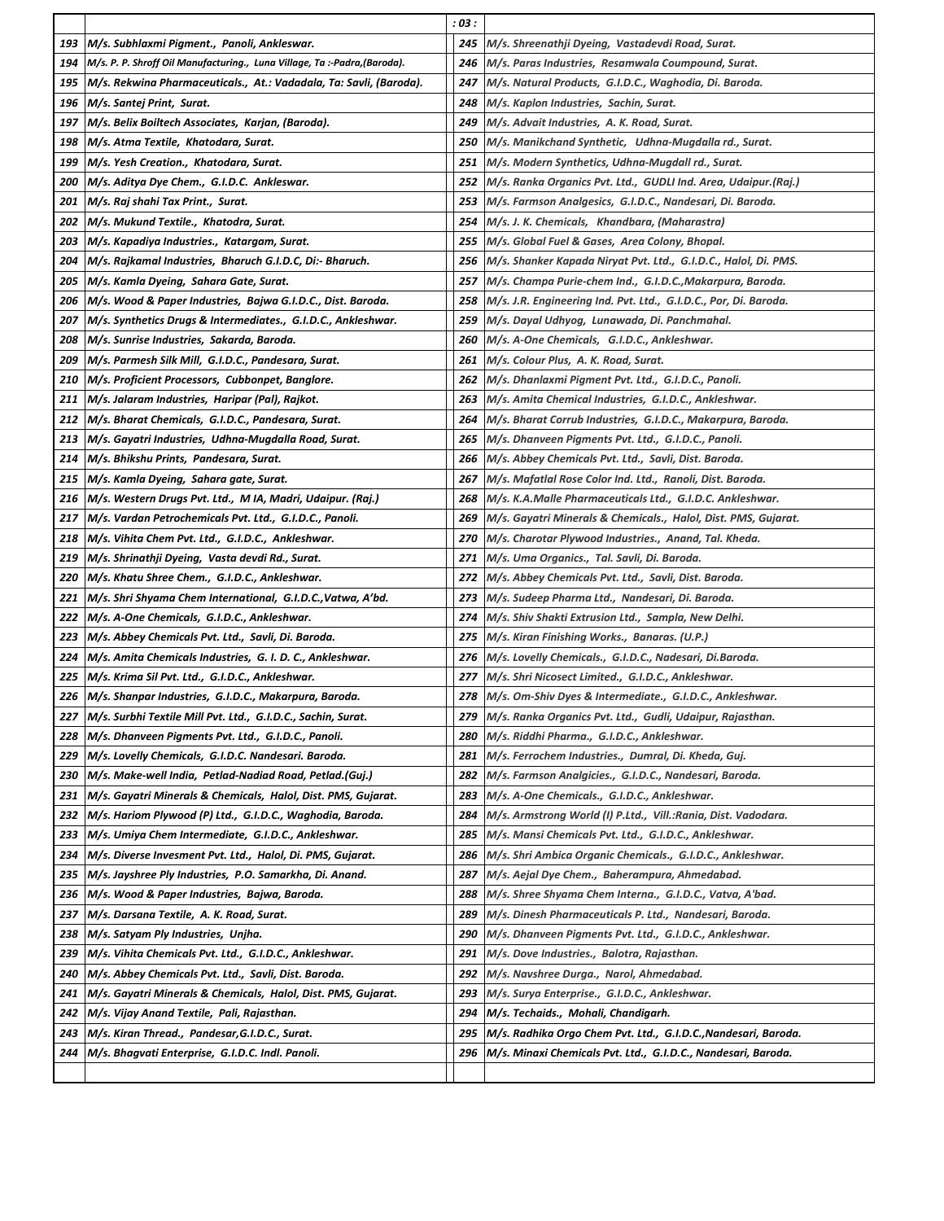| No. | Name |
|---|---|
| 193 | M/s. Subhlaxmi Pigment., Panoli, Ankleswar. |
| 194 | M/s. P. P. Shroff Oil Manufacturing., Luna Village, Ta :-Padra,(Baroda). |
| 195 | M/s. Rekwina Pharmaceuticals., At.: Vadadala, Ta: Savli, (Baroda). |
| 196 | M/s. Santej Print, Surat. |
| 197 | M/s. Belix Boiltech Associates, Karjan, (Baroda). |
| 198 | M/s. Atma Textile, Khatodara, Surat. |
| 199 | M/s. Yesh Creation., Khatodara, Surat. |
| 200 | M/s. Aditya Dye Chem., G.I.D.C. Ankleswar. |
| 201 | M/s. Raj shahi Tax Print., Surat. |
| 202 | M/s. Mukund Textile., Khatodra, Surat. |
| 203 | M/s. Kapadiya Industries., Katargam, Surat. |
| 204 | M/s. Rajkamal Industries, Bharuch G.I.D.C, Di:- Bharuch. |
| 205 | M/s. Kamla Dyeing, Sahara Gate, Surat. |
| 206 | M/s. Wood & Paper Industries, Bajwa G.I.D.C., Dist. Baroda. |
| 207 | M/s. Synthetics Drugs & Intermediates., G.I.D.C., Ankleshwar. |
| 208 | M/s. Sunrise Industries, Sakarda, Baroda. |
| 209 | M/s. Parmesh Silk Mill, G.I.D.C., Pandesara, Surat. |
| 210 | M/s. Proficient Processors, Cubbonpet, Banglore. |
| 211 | M/s. Jalaram Industries, Haripar (Pal), Rajkot. |
| 212 | M/s. Bharat Chemicals, G.I.D.C., Pandesara, Surat. |
| 213 | M/s. Gayatri Industries, Udhna-Mugdalla Road, Surat. |
| 214 | M/s. Bhikshu Prints, Pandesara, Surat. |
| 215 | M/s. Kamla Dyeing, Sahara gate, Surat. |
| 216 | M/s. Western Drugs Pvt. Ltd., M IA, Madri, Udaipur. (Raj.) |
| 217 | M/s. Vardan Petrochemicals Pvt. Ltd., G.I.D.C., Panoli. |
| 218 | M/s. Vihita Chem Pvt. Ltd., G.I.D.C., Ankleshwar. |
| 219 | M/s. Shrinathji Dyeing, Vasta devdi Rd., Surat. |
| 220 | M/s. Khatu Shree Chem., G.I.D.C., Ankleshwar. |
| 221 | M/s. Shri Shyama Chem International, G.I.D.C.,Vatwa, A'bd. |
| 222 | M/s. A-One Chemicals, G.I.D.C., Ankleshwar. |
| 223 | M/s. Abbey Chemicals Pvt. Ltd., Savli, Di. Baroda. |
| 224 | M/s. Amita Chemicals Industries, G. I. D. C., Ankleshwar. |
| 225 | M/s. Krima Sil Pvt. Ltd., G.I.D.C., Ankleshwar. |
| 226 | M/s. Shanpar Industries, G.I.D.C., Makarpura, Baroda. |
| 227 | M/s. Surbhi Textile Mill Pvt. Ltd., G.I.D.C., Sachin, Surat. |
| 228 | M/s. Dhanveen Pigments Pvt. Ltd., G.I.D.C., Panoli. |
| 229 | M/s. Lovelly Chemicals, G.I.D.C. Nandesari. Baroda. |
| 230 | M/s. Make-well India, Petlad-Nadiad Road, Petlad.(Guj.) |
| 231 | M/s. Gayatri Minerals & Chemicals, Halol, Dist. PMS, Gujarat. |
| 232 | M/s. Hariom Plywood (P) Ltd., G.I.D.C., Waghodia, Baroda. |
| 233 | M/s. Umiya Chem Intermediate, G.I.D.C., Ankleshwar. |
| 234 | M/s. Diverse Invesment Pvt. Ltd., Halol, Di. PMS, Gujarat. |
| 235 | M/s. Jayshree Ply Industries, P.O. Samarkha, Di. Anand. |
| 236 | M/s. Wood & Paper Industries, Bajwa, Baroda. |
| 237 | M/s. Darsana Textile, A. K. Road, Surat. |
| 238 | M/s. Satyam Ply Industries, Unjha. |
| 239 | M/s. Vihita Chemicals Pvt. Ltd., G.I.D.C., Ankleshwar. |
| 240 | M/s. Abbey Chemicals Pvt. Ltd., Savli, Dist. Baroda. |
| 241 | M/s. Gayatri Minerals & Chemicals, Halol, Dist. PMS, Gujarat. |
| 242 | M/s. Vijay Anand Textile, Pali, Rajasthan. |
| 243 | M/s. Kiran Thread., Pandesar,G.I.D.C., Surat. |
| 244 | M/s. Bhagvati Enterprise, G.I.D.C. Indl. Panoli. |
| 245 | M/s. Shreenathji Dyeing, Vastadevdi Road, Surat. |
| 246 | M/s. Paras Industries, Resamwala Coumpound, Surat. |
| 247 | M/s. Natural Products, G.I.D.C., Waghodia, Di. Baroda. |
| 248 | M/s. Kaplon Industries, Sachin, Surat. |
| 249 | M/s. Advait Industries, A. K. Road, Surat. |
| 250 | M/s. Manikchand Synthetic, Udhna-Mugdalla rd., Surat. |
| 251 | M/s. Modern Synthetics, Udhna-Mugdall rd., Surat. |
| 252 | M/s. Ranka Organics Pvt. Ltd., GUDLI Ind. Area, Udaipur.(Raj.) |
| 253 | M/s. Farmson Analgesics, G.I.D.C., Nandesari, Di. Baroda. |
| 254 | M/s. J. K. Chemicals, Khandbara, (Maharastra) |
| 255 | M/s. Global Fuel & Gases, Area Colony, Bhopal. |
| 256 | M/s. Shanker Kapada Niryat Pvt. Ltd., G.I.D.C., Halol, Di. PMS. |
| 257 | M/s. Champa Purie-chem Ind., G.I.D.C.,Makarpura, Baroda. |
| 258 | M/s. J.R. Engineering Ind. Pvt. Ltd., G.I.D.C., Por, Di. Baroda. |
| 259 | M/s. Dayal Udhyog, Lunawada, Di. Panchmahal. |
| 260 | M/s. A-One Chemicals, G.I.D.C., Ankleshwar. |
| 261 | M/s. Colour Plus, A. K. Road, Surat. |
| 262 | M/s. Dhanlaxmi Pigment Pvt. Ltd., G.I.D.C., Panoli. |
| 263 | M/s. Amita Chemical Industries, G.I.D.C., Ankleshwar. |
| 264 | M/s. Bharat Corrub Industries, G.I.D.C., Makarpura, Baroda. |
| 265 | M/s. Dhanveen Pigments Pvt. Ltd., G.I.D.C., Panoli. |
| 266 | M/s. Abbey Chemicals Pvt. Ltd., Savli, Dist. Baroda. |
| 267 | M/s. Mafatlal Rose Color Ind. Ltd., Ranoli, Dist. Baroda. |
| 268 | M/s. K.A.Malle Pharmaceuticals Ltd., G.I.D.C. Ankleshwar. |
| 269 | M/s. Gayatri Minerals & Chemicals., Halol, Dist. PMS, Gujarat. |
| 270 | M/s. Charotar Plywood Industries., Anand, Tal. Kheda. |
| 271 | M/s. Uma Organics., Tal. Savli, Di. Baroda. |
| 272 | M/s. Abbey Chemicals Pvt. Ltd., Savli, Dist. Baroda. |
| 273 | M/s. Sudeep Pharma Ltd., Nandesari, Di. Baroda. |
| 274 | M/s. Shiv Shakti Extrusion Ltd., Sampla, New Delhi. |
| 275 | M/s. Kiran Finishing Works., Banaras. (U.P.) |
| 276 | M/s. Lovelly Chemicals., G.I.D.C., Nadesari, Di.Baroda. |
| 277 | M/s. Shri Nicosect Limited., G.I.D.C., Ankleshwar. |
| 278 | M/s. Om-Shiv Dyes & Intermediate., G.I.D.C., Ankleshwar. |
| 279 | M/s. Ranka Organics Pvt. Ltd., Gudli, Udaipur, Rajasthan. |
| 280 | M/s. Riddhi Pharma., G.I.D.C., Ankleshwar. |
| 281 | M/s. Ferrochem Industries., Dumral, Di. Kheda, Guj. |
| 282 | M/s. Farmson Analgicies., G.I.D.C., Nandesari, Baroda. |
| 283 | M/s. A-One Chemicals., G.I.D.C., Ankleshwar. |
| 284 | M/s. Armstrong World (I) P.Ltd., Vill.:Rania, Dist. Vadodara. |
| 285 | M/s. Mansi Chemicals Pvt. Ltd., G.I.D.C., Ankleshwar. |
| 286 | M/s. Shri Ambica Organic Chemicals., G.I.D.C., Ankleshwar. |
| 287 | M/s. Aejal Dye Chem., Baherampura, Ahmedabad. |
| 288 | M/s. Shree Shyama Chem Interna., G.I.D.C., Vatva, A'bad. |
| 289 | M/s. Dinesh Pharmaceuticals P. Ltd., Nandesari, Baroda. |
| 290 | M/s. Dhanveen Pigments Pvt. Ltd., G.I.D.C., Ankleshwar. |
| 291 | M/s. Dove Industries., Balotra, Rajasthan. |
| 292 | M/s. Navshree Durga., Narol, Ahmedabad. |
| 293 | M/s. Surya Enterprise., G.I.D.C., Ankleshwar. |
| 294 | M/s. Techaids., Mohali, Chandigarh. |
| 295 | M/s. Radhika Orgo Chem Pvt. Ltd., G.I.D.C.,Nandesari, Baroda. |
| 296 | M/s. Minaxi Chemicals Pvt. Ltd., G.I.D.C., Nandesari, Baroda. |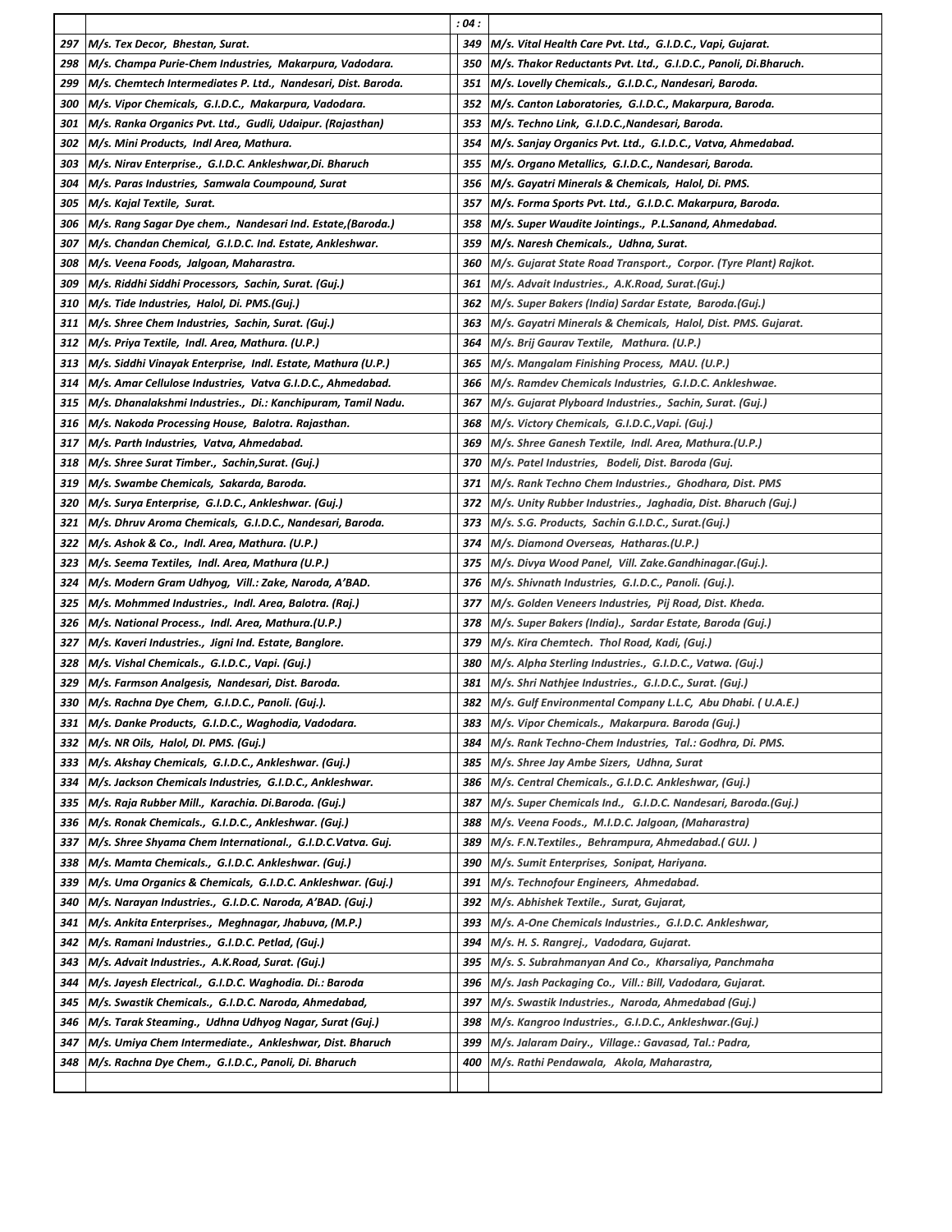| | | | |
|---|---|---|---|
| 297 | M/s. Tex Decor, Bhestan, Surat. | 349 | M/s. Vital Health Care Pvt. Ltd., G.I.D.C., Vapi, Gujarat. |
| 298 | M/s. Champa Purie-Chem Industries, Makarpura, Vadodara. | 350 | M/s. Thakor Reductants Pvt. Ltd., G.I.D.C., Panoli, Di.Bharuch. |
| 299 | M/s. Chemtech Intermediates P. Ltd., Nandesari, Dist. Baroda. | 351 | M/s. Lovelly Chemicals., G.I.D.C., Nandesari, Baroda. |
| 300 | M/s. Vipor Chemicals, G.I.D.C., Makarpura, Vadodara. | 352 | M/s. Canton Laboratories, G.I.D.C., Makarpura, Baroda. |
| 301 | M/s. Ranka Organics Pvt. Ltd., Gudli, Udaipur. (Rajasthan) | 353 | M/s. Techno Link, G.I.D.C.,Nandesari, Baroda. |
| 302 | M/s. Mini Products, Indl Area, Mathura. | 354 | M/s. Sanjay Organics Pvt. Ltd., G.I.D.C., Vatva, Ahmedabad. |
| 303 | M/s. Nirav Enterprise., G.I.D.C Ankleshwar,Di. Bharuch | 355 | M/s. Organo Metallics, G.I.D.C., Nandesari, Baroda. |
| 304 | M/s. Paras Industries, Samwala Coumpound, Surat | 356 | M/s. Gayatri Minerals & Chemicals, Halol, Di. PMS. |
| 305 | M/s. Kajal Textile, Surat. | 357 | M/s. Forma Sports Pvt. Ltd., G.I.D.C. Makarpura, Baroda. |
| 306 | M/s. Rang Sagar Dye chem., Nandesari Ind. Estate,(Baroda.) | 358 | M/s. Super Waudite Jointings., P.L.Sanand, Ahmedabad. |
| 307 | M/s. Chandan Chemical, G.I.D.C. Ind. Estate, Ankleshwar. | 359 | M/s. Naresh Chemicals., Udhna, Surat. |
| 308 | M/s. Veena Foods, Jalgoan, Maharastra. | 360 | M/s. Gujarat State Road Transport., Corpor. (Tyre Plant) Rajkot. |
| 309 | M/s. Riddhi Siddhi Processors, Sachin, Surat. (Guj.) | 361 | M/s. Advait Industries., A.K.Road, Surat.(Guj.) |
| 310 | M/s. Tide Industries, Halol, Di. PMS.(Guj.) | 362 | M/s. Super Bakers (India) Sardar Estate, Baroda.(Guj.) |
| 311 | M/s. Shree Chem Industries, Sachin, Surat. (Guj.) | 363 | M/s. Gayatri Minerals & Chemicals, Halol, Dist. PMS. Gujarat. |
| 312 | M/s. Priya Textile, Indl. Area, Mathura. (U.P.) | 364 | M/s. Brij Gaurav Textile, Mathura. (U.P.) |
| 313 | M/s. Siddhi Vinayak Enterprise, Indl. Estate, Mathura (U.P.) | 365 | M/s. Mangalam Finishing Process, MAU. (U.P.) |
| 314 | M/s. Amar Cellulose Industries, Vatva G.I.D.C., Ahmedabad. | 366 | M/s. Ramdev Chemicals Industries, G.I.D.C. Ankleshwae. |
| 315 | M/s. Dhanalakshmi Industries., Di.: Kanchipuram, Tamil Nadu. | 367 | M/s. Gujarat Plyboard Industries., Sachin, Surat. (Guj.) |
| 316 | M/s. Nakoda Processing House, Balotra. Rajasthan. | 368 | M/s. Victory Chemicals, G.I.D.C.,Vapi. (Guj.) |
| 317 | M/s. Parth Industries, Vatva, Ahmedabad. | 369 | M/s. Shree Ganesh Textile, Indl. Area, Mathura.(U.P.) |
| 318 | M/s. Shree Surat Timber., Sachin,Surat. (Guj.) | 370 | M/s. Patel Industries, Bodeli, Dist. Baroda (Guj. |
| 319 | M/s. Swambe Chemicals, Sakarda, Baroda. | 371 | M/s. Rank Techno Chem Industries., Ghodhara, Dist. PMS |
| 320 | M/s. Surya Enterprise, G.I.D.C., Ankleshwar. (Guj.) | 372 | M/s. Unity Rubber Industries., Jaghadia, Dist. Bharuch (Guj.) |
| 321 | M/s. Dhruv Aroma Chemicals, G.I.D.C., Nandesari, Baroda. | 373 | M/s. S.G. Products, Sachin G.I.D.C., Surat.(Guj.) |
| 322 | M/s. Ashok & Co., Indl. Area, Mathura. (U.P.) | 374 | M/s. Diamond Overseas, Hatharas.(U.P.) |
| 323 | M/s. Seema Textiles, Indl. Area, Mathura (U.P.) | 375 | M/s. Divya Wood Panel, Vill. Zake.Gandhinagar.(Guj.). |
| 324 | M/s. Modern Gram Udhyog, Vill.: Zake, Naroda, A'BAD. | 376 | M/s. Shivnath Industries, G.I.D.C., Panoli. (Guj.). |
| 325 | M/s. Mohmmed Industries., Indl. Area, Balotra. (Raj.) | 377 | M/s. Golden Veneers Industries, Pij Road, Dist. Kheda. |
| 326 | M/s. National Process., Indl. Area, Mathura.(U.P.) | 378 | M/s. Super Bakers (India)., Sardar Estate, Baroda (Guj.) |
| 327 | M/s. Kaveri Industries., Jigni Ind. Estate, Banglore. | 379 | M/s. Kira Chemtech. Thol Road, Kadi, (Guj.) |
| 328 | M/s. Vishal Chemicals., G.I.D.C., Vapi. (Guj.) | 380 | M/s. Alpha Sterling Industries., G.I.D.C., Vatwa. (Guj.) |
| 329 | M/s. Farmson Analgesis, Nandesari, Dist. Baroda. | 381 | M/s. Shri Nathjee Industries., G.I.D.C., Surat. (Guj.) |
| 330 | M/s. Rachna Dye Chem, G.I.D.C., Panoli. (Guj.). | 382 | M/s. Gulf Environmental Company L.L.C, Abu Dhabi. ( U.A.E.) |
| 331 | M/s. Danke Products, G.I.D.C., Waghodia, Vadodara. | 383 | M/s. Vipor Chemicals., Makarpura. Baroda (Guj.) |
| 332 | M/s. NR Oils, Halol, DI. PMS. (Guj.) | 384 | M/s. Rank Techno-Chem Industries, Tal.: Godhra, Di. PMS. |
| 333 | M/s. Akshay Chemicals, G.I.D.C., Ankleshwar. (Guj.) | 385 | M/s. Shree Jay Ambe Sizers, Udhna, Surat |
| 334 | M/s. Jackson Chemicals Industries, G.I.D.C., Ankleshwar. | 386 | M/s. Central Chemicals., G.I.D.C. Ankleshwar, (Guj.) |
| 335 | M/s. Raja Rubber Mill., Karachia. Di.Baroda. (Guj.) | 387 | M/s. Super Chemicals Ind., G.I.D.C. Nandesari, Baroda.(Guj.) |
| 336 | M/s. Ronak Chemicals., G.I.D.C., Ankleshwar. (Guj.) | 388 | M/s. Veena Foods., M.I.D.C. Jalgoan, (Maharastra) |
| 337 | M/s. Shree Shyama Chem International., G.I.D.C.Vatva. Guj. | 389 | M/s. F.N.Textiles., Behrampura, Ahmedabad.( GUJ. ) |
| 338 | M/s. Mamta Chemicals., G.I.D.C. Ankleshwar. (Guj.) | 390 | M/s. Sumit Enterprises, Sonipat, Hariyana. |
| 339 | M/s. Uma Organics & Chemicals, G.I.D.C. Ankleshwar. (Guj.) | 391 | M/s. Technofour Engineers, Ahmedabad. |
| 340 | M/s. Narayan Industries., G.I.D.C. Naroda, A'BAD. (Guj.) | 392 | M/s. Abhishek Textile., Surat, Gujarat, |
| 341 | M/s. Ankita Enterprises., Meghnagar, Jhabuva, (M.P.) | 393 | M/s. A-One Chemicals Industries., G.I.D.C. Ankleshwar, |
| 342 | M/s. Ramani Industries., G.I.D.C. Petlad, (Guj.) | 394 | M/s. H. S. Rangrej., Vadodara, Gujarat. |
| 343 | M/s. Advait Industries., A.K.Road, Surat. (Guj.) | 395 | M/s. S. Subrahmanyan And Co., Kharsaliya, Panchmaha |
| 344 | M/s. Jayesh Electrical., G.I.D.C. Waghodia. Di.: Baroda | 396 | M/s. Jash Packaging Co., Vill.: Bill, Vadodara, Gujarat. |
| 345 | M/s. Swastik Chemicals., G.I.D.C. Naroda, Ahmedabad, | 397 | M/s. Swastik Industries., Naroda, Ahmedabad (Guj.) |
| 346 | M/s. Tarak Steaming., Udhna Udhyog Nagar, Surat (Guj.) | 398 | M/s. Kangroo Industries., G.I.D.C., Ankleshwar.(Guj.) |
| 347 | M/s. Umiya Chem Intermediate., Ankleshwar, Dist. Bharuch | 399 | M/s. Jalaram Dairy., Village.: Gavasad, Tal.: Padra, |
| 348 | M/s. Rachna Dye Chem., G.I.D.C., Panoli, Di. Bharuch | 400 | M/s. Rathi Pendawala, Akola, Maharastra, |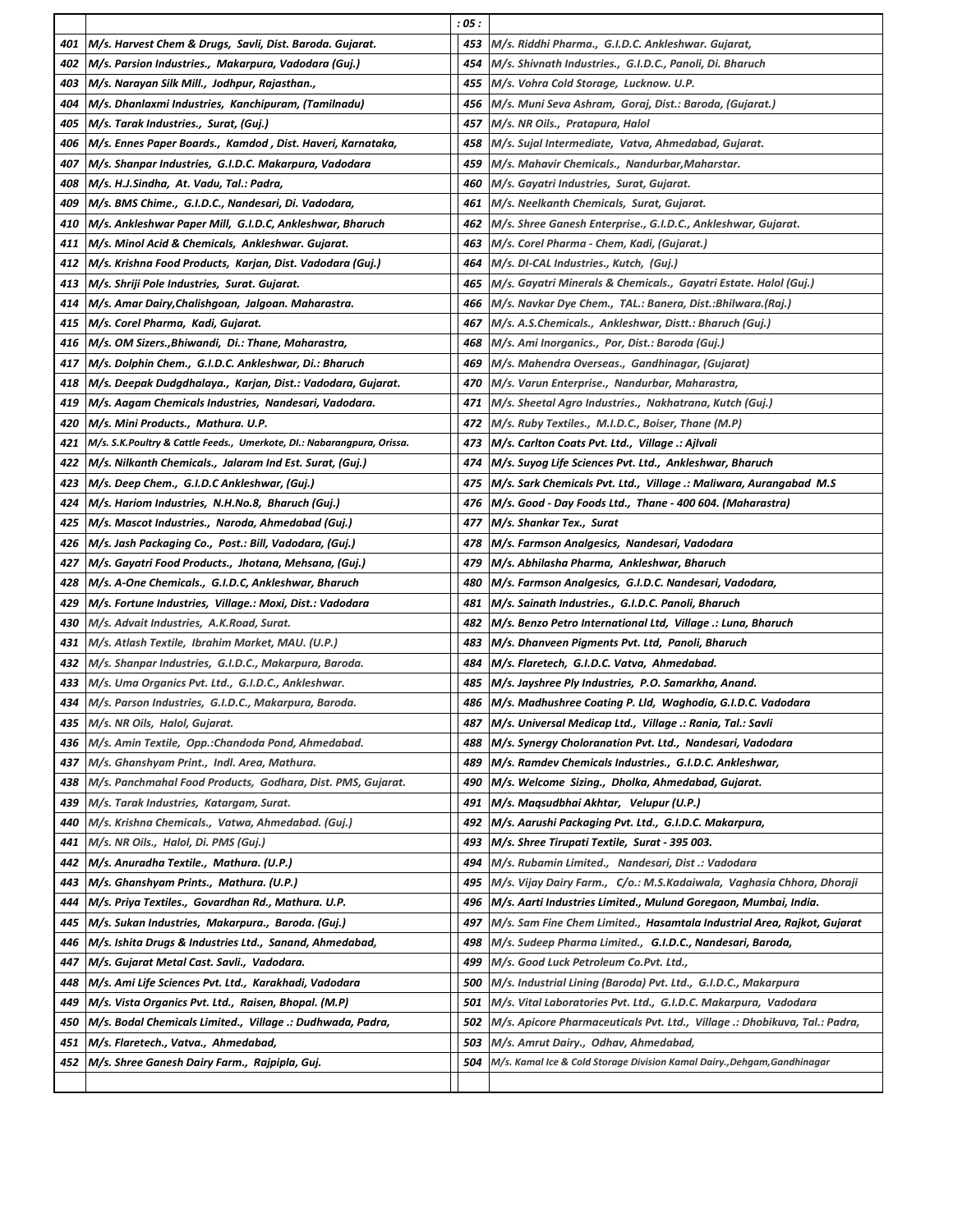| | | : 05 : | |
|---|---|---|---|
| 401 | M/s. Harvest Chem & Drugs, Savli, Dist. Baroda. Gujarat. | 453 | M/s. Riddhi Pharma., G.I.D.C. Ankleshwar. Gujarat, |
| 402 | M/s. Parsion Industries., Makarpura, Vadodara (Guj.) | 454 | M/s. Shivnath Industries., G.I.D.C., Panoli, Di. Bharuch |
| 403 | M/s. Narayan Silk Mill., Jodhpur, Rajasthan., | 455 | M/s. Vohra Cold Storage, Lucknow. U.P. |
| 404 | M/s. Dhanlaxmi Industries, Kanchipuram, (Tamilnadu) | 456 | M/s. Muni Seva Ashram, Goraj, Dist.: Baroda, (Gujarat.) |
| 405 | M/s. Tarak Industries., Surat, (Guj.) | 457 | M/s. NR Oils., Pratapura, Halol |
| 406 | M/s. Ennes Paper Boards., Kamdod , Dist. Haveri, Karnataka, | 458 | M/s. Sujal Intermediate, Vatva, Ahmedabad, Gujarat. |
| 407 | M/s. Shanpar Industries, G.I.D.C. Makarpura, Vadodara | 459 | M/s. Mahavir Chemicals., Nandurbar,Maharstar. |
| 408 | M/s. H.J.Sindha, At. Vadu, Tal.: Padra, | 460 | M/s. Gayatri Industries, Surat, Gujarat. |
| 409 | M/s. BMS Chime., G.I.D.C., Nandesari, Di. Vadodara, | 461 | M/s. Neelkanth Chemicals, Surat, Gujarat. |
| 410 | M/s. Ankleshwar Paper Mill, G.I.D.C, Ankleshwar, Bharuch | 462 | M/s. Shree Ganesh Enterprise., G.I.D.C., Ankleshwar, Gujarat. |
| 411 | M/s. Minol Acid & Chemicals, Ankleshwar. Gujarat. | 463 | M/s. Corel Pharma - Chem, Kadi, (Gujarat.) |
| 412 | M/s. Krishna Food Products, Karjan, Dist. Vadodara (Guj.) | 464 | M/s. DI-CAL Industries., Kutch, (Guj.) |
| 413 | M/s. Shriji Pole Industries, Surat. Gujarat. | 465 | M/s. Gayatri Minerals & Chemicals., Gayatri Estate. Halol (Guj.) |
| 414 | M/s. Amar Dairy,Chalishgoan, Jalgoan. Maharastra. | 466 | M/s. Navkar Dye Chem., TAL.: Banera, Dist.:Bhilwara.(Raj.) |
| 415 | M/s. Corel Pharma, Kadi, Gujarat. | 467 | M/s. A.S.Chemicals., Ankleshwar, Distt.: Bharuch (Guj.) |
| 416 | M/s. OM Sizers.,Bhiwandi, Di.: Thane, Maharastra, | 468 | M/s. Ami Inorganics., Por, Dist.: Baroda (Guj.) |
| 417 | M/s. Dolphin Chem., G.I.D.C. Ankleshwar, Di.: Bharuch | 469 | M/s. Mahendra Overseas., Gandhinagar, (Gujarat) |
| 418 | M/s. Deepak Dudgdhalaya., Karjan, Dist.: Vadodara, Gujarat. | 470 | M/s. Varun Enterprise., Nandurbar, Maharastra, |
| 419 | M/s. Aagam Chemicals Industries, Nandesari, Vadodara. | 471 | M/s. Sheetal Agro Industries., Nakhatrana, Kutch (Guj.) |
| 420 | M/s. Mini Products., Mathura. U.P. | 472 | M/s. Ruby Textiles., M.I.D.C., Boiser, Thane (M.P) |
| 421 | M/s. S.K.Poultry & Cattle Feeds., Umerkote, DI.: Nabarangpura, Orissa. | 473 | M/s. Carlton Coats Pvt. Ltd., Village .: Ajlvali |
| 422 | M/s. Nilkanth Chemicals., Jalaram Ind Est. Surat, (Guj.) | 474 | M/s. Suyog Life Sciences Pvt. Ltd., Ankleshwar, Bharuch |
| 423 | M/s. Deep Chem., G.I.D.C Ankleshwar, (Guj.) | 475 | M/s. Sark Chemicals Pvt. Ltd., Village .: Maliwara, Aurangabad M.S |
| 424 | M/s. Hariom Industries, N.H.No.8, Bharuch (Guj.) | 476 | M/s. Good - Day Foods Ltd., Thane - 400 604. (Maharastra) |
| 425 | M/s. Mascot Industries., Naroda, Ahmedabad (Guj.) | 477 | M/s. Shankar Tex., Surat |
| 426 | M/s. Jash Packaging Co., Post.: Bill, Vadodara, (Guj.) | 478 | M/s. Farmson Analgesics, Nandesari, Vadodara |
| 427 | M/s. Gayatri Food Products., Jhotana, Mehsana, (Guj.) | 479 | M/s. Abhilasha Pharma, Ankleshwar, Bharuch |
| 428 | M/s. A-One Chemicals., G.I.D.C, Ankleshwar, Bharuch | 480 | M/s. Farmson Analgesics, G.I.D.C. Nandesari, Vadodara, |
| 429 | M/s. Fortune Industries, Village.: Moxi, Dist.: Vadodara | 481 | M/s. Sainath Industries., G.I.D.C. Panoli, Bharuch |
| 430 | M/s. Advait Industries, A.K.Road, Surat. | 482 | M/s. Benzo Petro International Ltd, Village .: Luna, Bharuch |
| 431 | M/s. Atlash Textile, Ibrahim Market, MAU. (U.P.) | 483 | M/s. Dhanveen Pigments Pvt. Ltd, Panoli, Bharuch |
| 432 | M/s. Shanpar Industries, G.I.D.C., Makarpura, Baroda. | 484 | M/s. Flaretech, G.I.D.C. Vatva, Ahmedabad. |
| 433 | M/s. Uma Organics Pvt. Ltd., G.I.D.C., Ankleshwar. | 485 | M/s. Jayshree Ply Industries, P.O. Samarkha, Anand. |
| 434 | M/s. Parson Industries, G.I.D.C., Makarpura, Baroda. | 486 | M/s. Madhushree Coating P. Lld, Waghodia, G.I.D.C. Vadodara |
| 435 | M/s. NR Oils, Halol, Gujarat. | 487 | M/s. Universal Medicap Ltd., Village .: Rania, Tal.: Savli |
| 436 | M/s. Amin Textile, Opp.:Chandoda Pond, Ahmedabad. | 488 | M/s. Synergy Choloranation Pvt. Ltd., Nandesari, Vadodara |
| 437 | M/s. Ghanshyam Print., Indl. Area, Mathura. | 489 | M/s. Ramdev Chemicals Industries., G.I.D.C. Ankleshwar, |
| 438 | M/s. Panchmahal Food Products, Godhara, Dist. PMS, Gujarat. | 490 | M/s. Welcome Sizing., Dholka, Ahmedabad, Gujarat. |
| 439 | M/s. Tarak Industries, Katargam, Surat. | 491 | M/s. Maqsudbhai Akhtar, Velupur (U.P.) |
| 440 | M/s. Krishna Chemicals., Vatwa, Ahmedabad. (Guj.) | 492 | M/s. Aarushi Packaging Pvt. Ltd., G.I.D.C. Makarpura, |
| 441 | M/s. NR Oils., Halol, Di. PMS (Guj.) | 493 | M/s. Shree Tirupati Textile, Surat - 395 003. |
| 442 | M/s. Anuradha Textile., Mathura. (U.P.) | 494 | M/s. Rubamin Limited., Nandesari, Dist .: Vadodara |
| 443 | M/s. Ghanshyam Prints., Mathura. (U.P.) | 495 | M/s. Vijay Dairy Farm., C/o.: M.S.Kadaiwala, Vaghasia Chhora, Dhoraji |
| 444 | M/s. Priya Textiles., Govardhan Rd., Mathura. U.P. | 496 | M/s. Aarti Industries Limited., Mulund Goregaon, Mumbai, India. |
| 445 | M/s. Sukan Industries, Makarpura., Baroda. (Guj.) | 497 | M/s. Sam Fine Chem Limited., Hasamtala Industrial Area, Rajkot, Gujarat |
| 446 | M/s. Ishita Drugs & Industries Ltd., Sanand, Ahmedabad, | 498 | M/s. Sudeep Pharma Limited., G.I.D.C., Nandesari, Baroda, |
| 447 | M/s. Gujarat Metal Cast. Savli., Vadodara. | 499 | M/s. Good Luck Petroleum Co.Pvt. Ltd., |
| 448 | M/s. Ami Life Sciences Pvt. Ltd., Karakhadi, Vadodara | 500 | M/s. Industrial Lining (Baroda) Pvt. Ltd., G.I.D.C., Makarpura |
| 449 | M/s. Vista Organics Pvt. Ltd., Raisen, Bhopal. (M.P) | 501 | M/s. Vital Laboratories Pvt. Ltd., G.I.D.C. Makarpura, Vadodara |
| 450 | M/s. Bodal Chemicals Limited., Village .: Dudhwada, Padra, | 502 | M/s. Apicore Pharmaceuticals Pvt. Ltd., Village .: Dhobikuva, Tal.: Padra, |
| 451 | M/s. Flaretech., Vatva., Ahmedabad, | 503 | M/s. Amrut Dairy., Odhav, Ahmedabad, |
| 452 | M/s. Shree Ganesh Dairy Farm., Rajpipla, Guj. | 504 | M/s. Kamal Ice & Cold Storage Division Kamal Dairy.,Dehgam,Gandhinagar |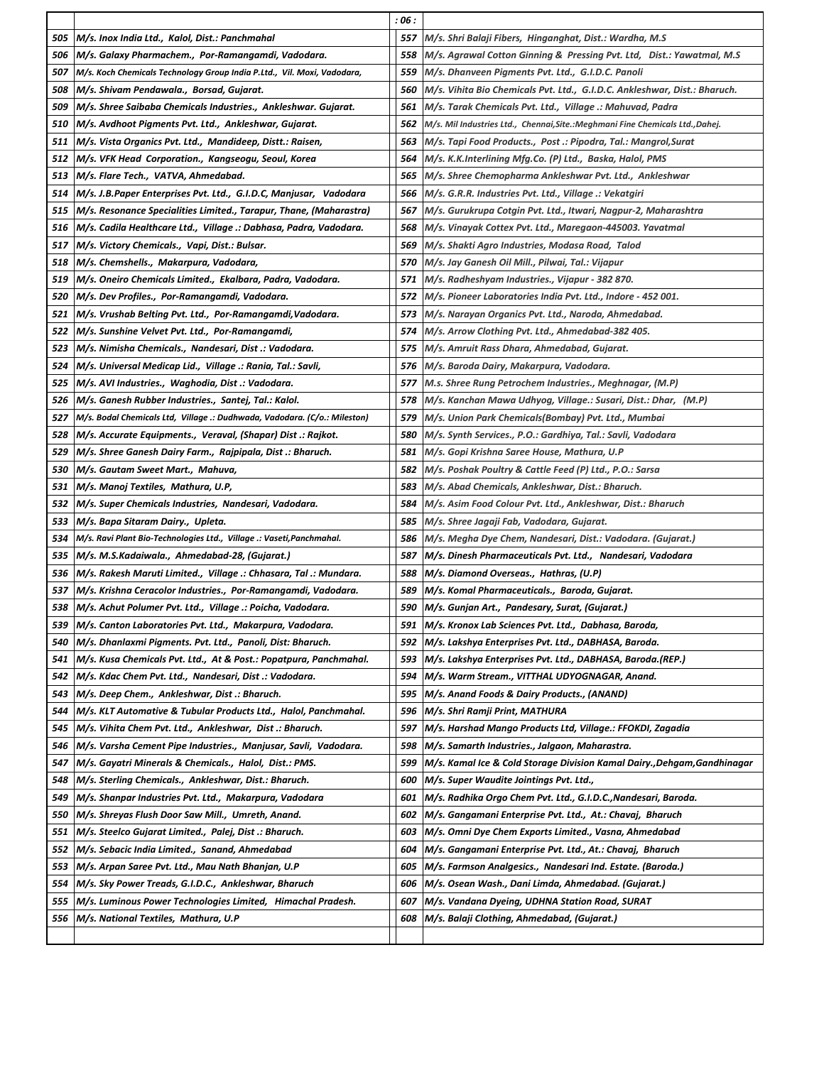| | | | |
|---|---|---|---|
| 505 | M/s. Inox India Ltd., Kalol, Dist.: Panchmahal | 557 | M/s. Shri Balaji Fibers, Hinganghat, Dist.: Wardha, M.S |
| 506 | M/s. Galaxy Pharmachem., Por-Ramangamdi, Vadodara. | 558 | M/s. Agrawal Cotton Ginning & Pressing Pvt. Ltd, Dist.: Yawatmal, M.S |
| 507 | M/s. Koch Chemicals Technology Group India P.Ltd., Vil. Moxi, Vadodara, | 559 | M/s. Dhanveen Pigments Pvt. Ltd., G.I.D.C. Panoli |
| 508 | M/s. Shivam Pendawala., Borsad, Gujarat. | 560 | M/s. Vihita Bio Chemicals Pvt. Ltd., G.I.D.C. Ankleshwar, Dist.: Bharuch. |
| 509 | M/s. Shree Saibaba Chemicals Industries., Ankleshwar. Gujarat. | 561 | M/s. Tarak Chemicals Pvt. Ltd., Village .: Mahuvad, Padra |
| 510 | M/s. Avdhoot Pigments Pvt. Ltd., Ankleshwar, Gujarat. | 562 | M/s. Mil Industries Ltd., Chennai,Site.:Meghmani Fine Chemicals Ltd.,Dahej. |
| 511 | M/s. Vista Organics Pvt. Ltd., Mandideep, Distt.: Raisen, | 563 | M/s. Tapi Food Products., Post .: Pipodra, Tal.: Mangrol,Surat |
| 512 | M/s. VFK Head Corporation., Kangseogu, Seoul, Korea | 564 | M/s. K.K.Interlining Mfg.Co. (P) Ltd., Baska, Halol, PMS |
| 513 | M/s. Flare Tech., VATVA, Ahmedabad. | 565 | M/s. Shree Chemopharma Ankleshwar Pvt. Ltd., Ankleshwar |
| 514 | M/s. J.B.Paper Enterprises Pvt. Ltd., G.I.D.C, Manjusar, Vadodara | 566 | M/s. G.R.R. Industries Pvt. Ltd., Village .: Vekatgiri |
| 515 | M/s. Resonance Specialities Limited., Tarapur, Thane, (Maharastra) | 567 | M/s. Gurukrupa Cotgin Pvt. Ltd., Itwari, Nagpur-2, Maharashtra |
| 516 | M/s. Cadila Healthcare Ltd., Village .: Dabhasa, Padra, Vadodara. | 568 | M/s. Vinayak Cottex Pvt. Ltd., Maregaon-445003. Yavatmal |
| 517 | M/s. Victory Chemicals., Vapi, Dist.: Bulsar. | 569 | M/s. Shakti Agro Industries, Modasa Road, Talod |
| 518 | M/s. Chemshells., Makarpura, Vadodara, | 570 | M/s. Jay Ganesh Oil Mill., Pilwai, Tal.: Vijapur |
| 519 | M/s. Oneiro Chemicals Limited., Ekalbara, Padra, Vadodara. | 571 | M/s. Radheshyam Industries., Vijapur - 382 870. |
| 520 | M/s. Dev Profiles., Por-Ramangamdi, Vadodara. | 572 | M/s. Pioneer Laboratories India Pvt. Ltd., Indore - 452 001. |
| 521 | M/s. Vrushab Belting Pvt. Ltd., Por-Ramangamdi,Vadodara. | 573 | M/s. Narayan Organics Pvt. Ltd., Naroda, Ahmedabad. |
| 522 | M/s. Sunshine Velvet Pvt. Ltd., Por-Ramangamdi, | 574 | M/s. Arrow Clothing Pvt. Ltd., Ahmedabad-382 405. |
| 523 | M/s. Nimisha Chemicals., Nandesari, Dist .: Vadodara. | 575 | M/s. Amruit Rass Dhara, Ahmedabad, Gujarat. |
| 524 | M/s. Universal Medicap Lid., Village .: Rania, Tal.: Savli, | 576 | M/s. Baroda Dairy, Makarpura, Vadodara. |
| 525 | M/s. AVI Industries., Waghodia, Dist .: Vadodara. | 577 | M.s. Shree Rung Petrochem Industries., Meghnagar, (M.P) |
| 526 | M/s. Ganesh Rubber Industries., Santej, Tal.: Kalol. | 578 | M/s. Kanchan Mawa Udhyog, Village.: Susari, Dist.: Dhar, (M.P) |
| 527 | M/s. Bodal Chemicals Ltd, Village .: Dudhwada, Vadodara. (C/o.: Mileston) | 579 | M/s. Union Park Chemicals(Bombay) Pvt. Ltd., Mumbai |
| 528 | M/s. Accurate Equipments., Veraval, (Shapar) Dist .: Rajkot. | 580 | M/s. Synth Services., P.O.: Gardhiya, Tal.: Savli, Vadodara |
| 529 | M/s. Shree Ganesh Dairy Farm., Rajpipala, Dist .: Bharuch. | 581 | M/s. Gopi Krishna Saree House, Mathura, U.P |
| 530 | M/s. Gautam Sweet Mart., Mahuva, | 582 | M/s. Poshak Poultry & Cattle Feed (P) Ltd., P.O.: Sarsa |
| 531 | M/s. Manoj Textiles, Mathura, U.P, | 583 | M/s. Abad Chemicals, Ankleshwar, Dist.: Bharuch. |
| 532 | M/s. Super Chemicals Industries, Nandesari, Vadodara. | 584 | M/s. Asim Food Colour Pvt. Ltd., Ankleshwar, Dist.: Bharuch |
| 533 | M/s. Bapa Sitaram Dairy., Upleta. | 585 | M/s. Shree Jagaji Fab, Vadodara, Gujarat. |
| 534 | M/s. Ravi Plant Bio-Technologies Ltd., Village .: Vaseti,Panchmahal. | 586 | M/s. Megha Dye Chem, Nandesari, Dist.: Vadodara. (Gujarat.) |
| 535 | M/s. M.S.Kadaiwala., Ahmedabad-28, (Gujarat.) | 587 | M/s. Dinesh Pharmaceuticals Pvt. Ltd., Nandesari, Vadodara |
| 536 | M/s. Rakesh Maruti Limited., Village .: Chhasara, Tal .: Mundara. | 588 | M/s. Diamond Overseas., Hathras, (U.P) |
| 537 | M/s. Krishna Ceracolor Industries., Por-Ramangamdi, Vadodara. | 589 | M/s. Komal Pharmaceuticals., Baroda, Gujarat. |
| 538 | M/s. Achut Polumer Pvt. Ltd., Village .: Poicha, Vadodara. | 590 | M/s. Gunjan Art., Pandesary, Surat, (Gujarat.) |
| 539 | M/s. Canton Laboratories Pvt. Ltd., Makarpura, Vadodara. | 591 | M/s. Kronox Lab Sciences Pvt. Ltd., Dabhasa, Baroda, |
| 540 | M/s. Dhanlaxmi Pigments. Pvt. Ltd., Panoli, Dist: Bharuch. | 592 | M/s. Lakshya Enterprises Pvt. Ltd., DABHASA, Baroda. |
| 541 | M/s. Kusa Chemicals Pvt. Ltd., At & Post.: Popatpura, Panchmahal. | 593 | M/s. Lakshya Enterprises Pvt. Ltd., DABHASA, Baroda.(REP.) |
| 542 | M/s. Kdac Chem Pvt. Ltd., Nandesari, Dist .: Vadodara. | 594 | M/s. Warm Stream., VITTHAL UDYOGNAGAR, Anand. |
| 543 | M/s. Deep Chem., Ankleshwar, Dist .: Bharuch. | 595 | M/s. Anand Foods & Dairy Products., (ANAND) |
| 544 | M/s. KLT Automative & Tubular Products Ltd., Halol, Panchmahal. | 596 | M/s. Shri Ramji Print, MATHURA |
| 545 | M/s. Vihita Chem Pvt. Ltd., Ankleshwar, Dist .: Bharuch. | 597 | M/s. Harshad Mango Products Ltd, Village.: FFOKDI, Zagadia |
| 546 | M/s. Varsha Cement Pipe Industries., Manjusar, Savli, Vadodara. | 598 | M/s. Samarth Industries., Jalgaon, Maharastra. |
| 547 | M/s. Gayatri Minerals & Chemicals., Halol, Dist.: PMS. | 599 | M/s. Kamal Ice & Cold Storage Division Kamal Dairy.,Dehgam,Gandhinagar |
| 548 | M/s. Sterling Chemicals., Ankleshwar, Dist.: Bharuch. | 600 | M/s. Super Waudite Jointings Pvt. Ltd., |
| 549 | M/s. Shanpar Industries Pvt. Ltd., Makarpura, Vadodara | 601 | M/s. Radhika Orgo Chem Pvt. Ltd., G.I.D.C.,Nandesari, Baroda. |
| 550 | M/s. Shreyas Flush Door Saw Mill., Umreth, Anand. | 602 | M/s. Gangamani Enterprise Pvt. Ltd., At.: Chavaj, Bharuch |
| 551 | M/s. Steelco Gujarat Limited., Palej, Dist .: Bharuch. | 603 | M/s. Omni Dye Chem Exports Limited., Vasna, Ahmedabad |
| 552 | M/s. Sebacic India Limited., Sanand, Ahmedabad | 604 | M/s. Gangamani Enterprise Pvt. Ltd., At.: Chavaj, Bharuch |
| 553 | M/s. Arpan Saree Pvt. Ltd., Mau Nath Bhanjan, U.P | 605 | M/s. Farmson Analgesics., Nandesari Ind. Estate. (Baroda.) |
| 554 | M/s. Sky Power Treads, G.I.D.C., Ankleshwar, Bharuch | 606 | M/s. Osean Wash., Dani Limda, Ahmedabad. (Gujarat.) |
| 555 | M/s. Luminous Power Technologies Limited, Himachal Pradesh. | 607 | M/s. Vandana Dyeing, UDHNA Station Road, SURAT |
| 556 | M/s. National Textiles, Mathura, U.P | 608 | M/s. Balaji Clothing, Ahmedabad, (Gujarat.) |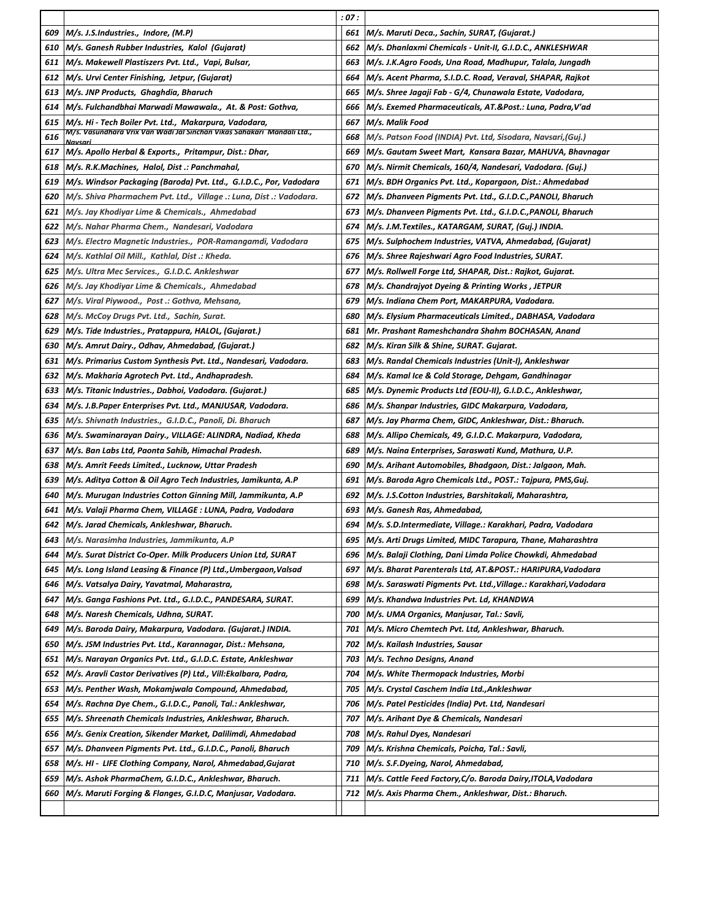| | | : 07 : | |
|---|---|---|---|
| *609* | ***M/s. J.S.Industries., Indore, (M.P)*** | *661* | ***M/s. Maruti Deca., Sachin, SURAT, (Gujarat.)*** |
| *610* | ***M/s. Ganesh Rubber Industries, Kalol (Gujarat)*** | *662* | ***M/s. Dhanlaxmi Chemicals - Unit-II, G.I.D.C., ANKLESHWAR*** |
| *611* | ***M/s. Makewell Plastiszers Pvt. Ltd., Vapi, Bulsar,*** | *663* | ***M/s. J.K.Agro Foods, Una Road, Madhupur, Talala, Jungadh*** |
| *612* | ***M/s. Urvi Center Finishing, Jetpur, (Gujarat)*** | *664* | ***M/s. Acent Pharma, S.I.D.C. Road, Veraval, SHAPAR, Rajkot*** |
| *613* | ***M/s. JNP Products, Ghaghdia, Bharuch*** | *665* | ***M/s. Shree Jagaji Fab - G/4, Chunawala Estate, Vadodara,*** |
| *614* | ***M/s. Fulchandbhai Marwadi Mawawala., At. & Post: Gothva,*** | *666* | ***M/s. Exemed Pharmaceuticals, AT.&Post.: Luna, Padra,V'ad*** |
| *615* | ***M/s. Hi - Tech Boiler Pvt. Ltd., Makarpura, Vadodara,*** | *667* | ***M/s. Malik Food*** |
| *616* | ***M/s. Vasundhara Vrix Van Wadi Jal Sinchan Vikas Sahakari Mandali Ltd., Navsari*** | *668* | ***M/s. Patson Food (INDIA) Pvt. Ltd, Sisodara, Navsari,(Guj.)*** |
| *617* | ***M/s. Apollo Herbal & Exports., Pritampur, Dist.: Dhar,*** | *669* | ***M/s. Gautam Sweet Mart, Kansara Bazar, MAHUVA, Bhavnagar*** |
| *618* | ***M/s. R.K.Machines, Halol, Dist .: Panchmahal,*** | *670* | ***M/s. Nirmit Chemicals, 160/4, Nandesari, Vadodara. (Guj.)*** |
| *619* | ***M/s. Windsor Packaging (Baroda) Pvt. Ltd., G.I.D.C., Por, Vadodara*** | *671* | ***M/s. BDH Organics Pvt. Ltd., Kopargaon, Dist.: Ahmedabad*** |
| *620* | *M/s. Shiva Pharmachem Pvt. Ltd., Village .: Luna, Dist .: Vadodara.* | *672* | ***M/s. Dhanveen Pigments Pvt. Ltd., G.I.D.C.,PANOLI, Bharuch*** |
| *621* | *M/s. Jay Khodiyar Lime & Chemicals., Ahmedabad* | *673* | ***M/s. Dhanveen Pigments Pvt. Ltd., G.I.D.C.,PANOLI, Bharuch*** |
| *622* | *M/s. Nahar Pharma Chem., Nandesari, Vadodara* | *674* | ***M/s. J.M.Textiles., KATARGAM, SURAT, (Guj.) INDIA.*** |
| *623* | *M/s. Electro Magnetic Industries., POR-Ramangamdi, Vadodara* | *675* | ***M/s. Sulphochem Industries, VATVA, Ahmedabad, (Gujarat)*** |
| *624* | *M/s. Kathlal Oil Mill., Kathlal, Dist .: Kheda.* | *676* | ***M/s. Shree Rajeshwari Agro Food Industries, SURAT.*** |
| *625* | *M/s. Ultra Mec Services., G.I.D.C. Ankleshwar* | *677* | ***M/s. Rollwell Forge Ltd, SHAPAR, Dist.: Rajkot, Gujarat.*** |
| *626* | *M/s. Jay Khodiyar Lime & Chemicals., Ahmedabad* | *678* | ***M/s. Chandrajyot Dyeing & Printing Works , JETPUR*** |
| *627* | *M/s. Viral Piywood., Post .: Gothva, Mehsana,* | *679* | ***M/s. Indiana Chem Port, MAKARPURA, Vadodara.*** |
| *628* | *M/s. McCoy Drugs Pvt. Ltd., Sachin, Surat.* | *680* | ***M/s. Elysium Pharmaceuticals Limited., DABHASA, Vadodara*** |
| *629* | ***M/s. Tide Industries., Pratappura, HALOL, (Gujarat.)*** | *681* | ***Mr. Prashant Rameshchandra Shahm BOCHASAN, Anand*** |
| *630* | ***M/s. Amrut Dairy., Odhav, Ahmedabad, (Gujarat.)*** | *682* | ***M/s. Kiran Silk & Shine, SURAT. Gujarat.*** |
| *631* | ***M/s. Primarius Custom Synthesis Pvt. Ltd., Nandesari, Vadodara.*** | *683* | ***M/s. Randal Chemicals Industries (Unit-I), Ankleshwar*** |
| *632* | ***M/s. Makharia Agrotech Pvt. Ltd., Andhapradesh.*** | *684* | ***M/s. Kamal Ice & Cold Storage, Dehgam, Gandhinagar*** |
| *633* | ***M/s. Titanic Industries., Dabhoi, Vadodara. (Gujarat.)*** | *685* | ***M/s. Dynemic Products Ltd (EOU-II), G.I.D.C., Ankleshwar,*** |
| *634* | ***M/s. J.B.Paper Enterprises Pvt. Ltd., MANJUSAR, Vadodara.*** | *686* | ***M/s. Shanpar Industries, GIDC Makarpura, Vadodara,*** |
| *635* | *M/s. Shivnath Industries., G.I.D.C., Panoli, Di. Bharuch* | *687* | ***M/s. Jay Pharma Chem, GIDC, Ankleshwar, Dist.: Bharuch.*** |
| *636* | ***M/s. Swaminarayan Dairy., VILLAGE: ALINDRA, Nadiad, Kheda*** | *688* | ***M/s. Allipo Chemicals, 49, G.I.D.C. Makarpura, Vadodara,*** |
| *637* | ***M/s. Ban Labs Ltd, Paonta Sahib, Himachal Pradesh.*** | *689* | ***M/s. Naina Enterprises, Saraswati Kund, Mathura, U.P.*** |
| *638* | ***M/s. Amrit Feeds Limited., Lucknow, Uttar Pradesh*** | *690* | ***M/s. Arihant Automobiles, Bhadgaon, Dist.: Jalgaon, Mah.*** |
| *639* | ***M/s. Aditya Cotton & Oil Agro Tech Industries, Jamikunta, A.P*** | *691* | ***M/s. Baroda Agro Chemicals Ltd., POST.: Tajpura, PMS,Guj.*** |
| *640* | ***M/s. Murugan Industries Cotton Ginning Mill, Jammikunta, A.P*** | *692* | ***M/s. J.S.Cotton Industries, Barshitakali, Maharashtra,*** |
| *641* | ***M/s. Valaji Pharma Chem, VILLAGE : LUNA, Padra, Vadodara*** | *693* | ***M/s. Ganesh Ras, Ahmedabad,*** |
| *642* | ***M/s. Jarad Chemicals, Ankleshwar, Bharuch.*** | *694* | ***M/s. S.D.Intermediate, Village.: Karakhari, Padra, Vadodara*** |
| *643* | *M/s. Narasimha Industries, Jammikunta, A.P* | *695* | ***M/s. Arti Drugs Limited, MIDC Tarapura, Thane, Maharashtra*** |
| *644* | ***M/s. Surat District Co-Oper. Milk Producers Union Ltd, SURAT*** | *696* | ***M/s. Balaji Clothing, Dani Limda Police Chowkdi, Ahmedabad*** |
| *645* | ***M/s. Long Island Leasing & Finance (P) Ltd.,Umbergaon,Valsad*** | *697* | ***M/s. Bharat Parenterals Ltd, AT.&POST.: HARIPURA,Vadodara*** |
| *646* | ***M/s. Vatsalya Dairy, Yavatmal, Maharastra,*** | *698* | ***M/s. Saraswati Pigments Pvt. Ltd.,Village.: Karakhari,Vadodara*** |
| *647* | ***M/s. Ganga Fashions Pvt. Ltd., G.I.D.C., PANDESARA, SURAT.*** | *699* | ***M/s. Khandwa Industries Pvt. Ld, KHANDWA*** |
| *648* | ***M/s. Naresh Chemicals, Udhna, SURAT.*** | *700* | ***M/s. UMA Organics, Manjusar, Tal.: Savli,*** |
| *649* | ***M/s. Baroda Dairy, Makarpura, Vadodara. (Gujarat.) INDIA.*** | *701* | ***M/s. Micro Chemtech Pvt. Ltd, Ankleshwar, Bharuch.*** |
| *650* | ***M/s. JSM Industries Pvt. Ltd., Karannagar, Dist.: Mehsana,*** | *702* | ***M/s. Kailash Industries, Sausar*** |
| *651* | ***M/s. Narayan Organics Pvt. Ltd., G.I.D.C. Estate, Ankleshwar*** | *703* | ***M/s. Techno Designs, Anand*** |
| *652* | ***M/s. Aravli Castor Derivatives (P) Ltd., Vill:Ekalbara, Padra,*** | *704* | ***M/s. White Thermopack Industries, Morbi*** |
| *653* | ***M/s. Penther Wash, Mokamjwala Compound, Ahmedabad,*** | *705* | ***M/s. Crystal Caschem India Ltd.,Ankleshwar*** |
| *654* | ***M/s. Rachna Dye Chem., G.I.D.C., Panoli, Tal.: Ankleshwar,*** | *706* | ***M/s. Patel Pesticides (India) Pvt. Ltd, Nandesari*** |
| *655* | ***M/s. Shreenath Chemicals Industries, Ankleshwar, Bharuch.*** | *707* | ***M/s. Arihant Dye & Chemicals, Nandesari*** |
| *656* | ***M/s. Genix Creation, Sikender Market, Dalilimdi, Ahmedabad*** | *708* | ***M/s. Rahul Dyes, Nandesari*** |
| *657* | ***M/s. Dhanveen Pigments Pvt. Ltd., G.I.D.C., Panoli, Bharuch*** | *709* | ***M/s. Krishna Chemicals, Poicha, Tal.: Savli,*** |
| *658* | ***M/s. HI - LIFE Clothing Company, Narol, Ahmedabad,Gujarat*** | *710* | ***M/s. S.F.Dyeing, Narol, Ahmedabad,*** |
| *659* | ***M/s. Ashok PharmaChem, G.I.D.C., Ankleshwar, Bharuch.*** | *711* | ***M/s. Cattle Feed Factory,C/o. Baroda Dairy,ITOLA,Vadodara*** |
| *660* | ***M/s. Maruti Forging & Flanges, G.I.D.C, Manjusar, Vadodara.*** | *712* | ***M/s. Axis Pharma Chem., Ankleshwar, Dist.: Bharuch.*** |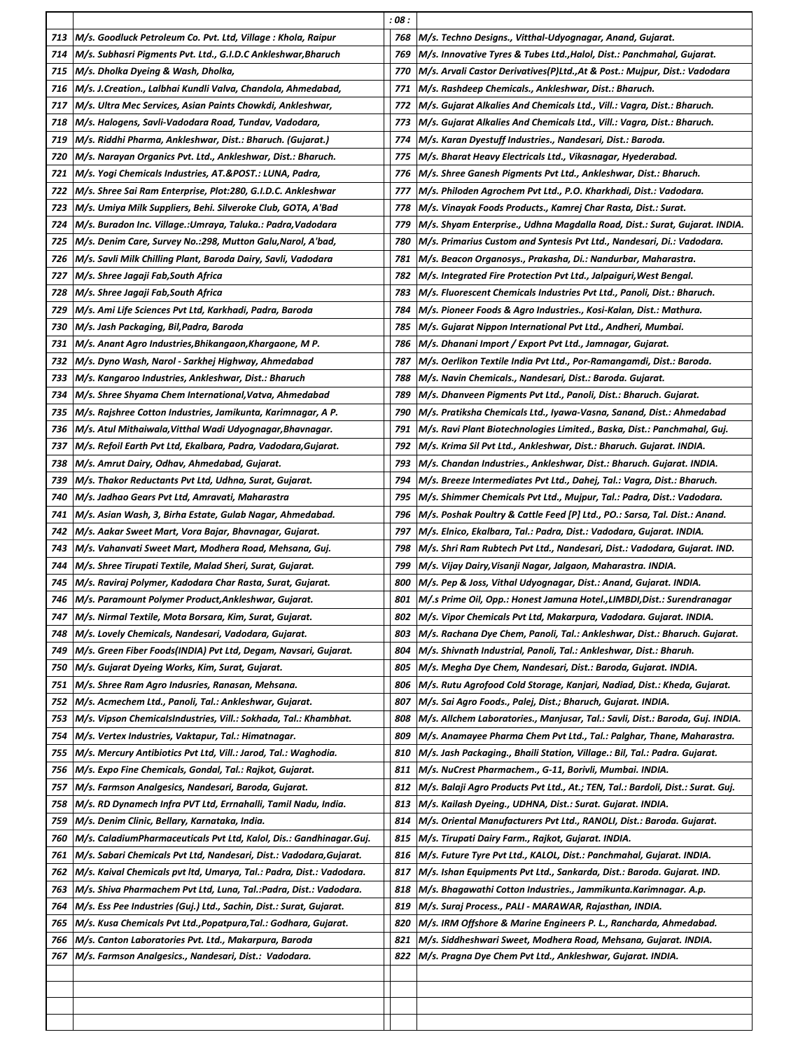| | | : 08 : | |
|---|---|---|---|
| 713 | M/s. Goodluck Petroleum Co. Pvt. Ltd, Village : Khola, Raipur | 768 | M/s. Techno Designs., Vitthal-Udyognagar, Anand, Gujarat. |
| 714 | M/s. Subhasri Pigments Pvt. Ltd., G.I.D.C Ankleshwar,Bharuch | 769 | M/s. Innovative Tyres & Tubes Ltd.,Halol, Dist.: Panchmahal, Gujarat. |
| 715 | M/s. Dholka Dyeing & Wash, Dholka, | 770 | M/s. Arvali Castor Derivatives(P)Ltd.,At & Post.: Mujpur, Dist.: Vadodara |
| 716 | M/s. J.Creation., Lalbhai Kundli Valva, Chandola, Ahmedabad, | 771 | M/s. Rashdeep Chemicals., Ankleshwar, Dist.: Bharuch. |
| 717 | M/s. Ultra Mec Services, Asian Paints Chowkdi, Ankleshwar, | 772 | M/s. Gujarat Alkalies And Chemicals Ltd., Vill.: Vagra, Dist.: Bharuch. |
| 718 | M/s. Halogens, Savli-Vadodara Road, Tundav, Vadodara, | 773 | M/s. Gujarat Alkalies And Chemicals Ltd., Vill.: Vagra, Dist.: Bharuch. |
| 719 | M/s. Riddhi Pharma, Ankleshwar, Dist.: Bharuch. (Gujarat.) | 774 | M/s. Karan Dyestuff Industries., Nandesari, Dist.: Baroda. |
| 720 | M/s. Narayan Organics Pvt. Ltd., Ankleshwar, Dist.: Bharuch. | 775 | M/s. Bharat Heavy Electricals Ltd., Vikasnagar, Hyederabad. |
| 721 | M/s. Yogi Chemicals Industries, AT.&POST.: LUNA, Padra, | 776 | M/s. Shree Ganesh Pigments Pvt Ltd., Ankleshwar, Dist.: Bharuch. |
| 722 | M/s. Shree Sai Ram Enterprise, Plot:280, G.I.D.C. Ankleshwar | 777 | M/s. Philoden Agrochem Pvt Ltd., P.O. Kharkhadi, Dist.: Vadodara. |
| 723 | M/s. Umiya Milk Suppliers, Behi. Silveroke Club, GOTA, A'Bad | 778 | M/s. Vinayak Foods Products., Kamrej Char Rasta, Dist.: Surat. |
| 724 | M/s. Buradon Inc. Village.:Umraya, Taluka.: Padra,Vadodara | 779 | M/s. Shyam Enterprise., Udhna Magdalla Road, Dist.: Surat, Gujarat. INDIA. |
| 725 | M/s. Denim Care, Survey No.:298, Mutton Galu,Narol, A'bad, | 780 | M/s. Primarius Custom and Syntesis Pvt Ltd., Nandesari, Di.: Vadodara. |
| 726 | M/s. Savli Milk Chilling Plant, Baroda Dairy, Savli, Vadodara | 781 | M/s. Beacon Organosys., Prakasha, Di.: Nandurbar, Maharastra. |
| 727 | M/s. Shree Jagaji Fab,South Africa | 782 | M/s. Integrated Fire Protection Pvt Ltd., Jalpaiguri,West Bengal. |
| 728 | M/s. Shree Jagaji Fab,South Africa | 783 | M/s. Fluorescent Chemicals Industries Pvt Ltd., Panoli, Dist.: Bharuch. |
| 729 | M/s. Ami Life Sciences Pvt Ltd, Karkhadi, Padra, Baroda | 784 | M/s. Pioneer Foods & Agro Industries., Kosi-Kalan, Dist.: Mathura. |
| 730 | M/s. Jash Packaging, Bil,Padra, Baroda | 785 | M/s. Gujarat Nippon International Pvt Ltd., Andheri, Mumbai. |
| 731 | M/s. Anant Agro Industries,Bhikangaon,Khargaone, M P. | 786 | M/s. Dhanani Import / Export Pvt Ltd., Jamnagar, Gujarat. |
| 732 | M/s. Dyno Wash, Narol - Sarkhej Highway, Ahmedabad | 787 | M/s. Oerlikon Textile India Pvt Ltd., Por-Ramangamdi, Dist.: Baroda. |
| 733 | M/s. Kangaroo Industries, Ankleshwar, Dist.: Bharuch | 788 | M/s. Navin Chemicals., Nandesari, Dist.: Baroda. Gujarat. |
| 734 | M/s. Shree Shyama Chem International,Vatva, Ahmedabad | 789 | M/s. Dhanveen Pigments Pvt Ltd., Panoli, Dist.: Bharuch. Gujarat. |
| 735 | M/s. Rajshree Cotton Industries, Jamikunta, Karimnagar, A P. | 790 | M/s. Pratiksha Chemicals Ltd., Iyawa-Vasna, Sanand, Dist.: Ahmedabad |
| 736 | M/s. Atul Mithaiwala,Vitthal Wadi Udyognagar,Bhavnagar. | 791 | M/s. Ravi Plant Biotechnologies Limited., Baska, Dist.: Panchmahal, Guj. |
| 737 | M/s. Refoil Earth Pvt Ltd, Ekalbara, Padra, Vadodara,Gujarat. | 792 | M/s. Krima Sil Pvt Ltd., Ankleshwar, Dist.: Bharuch. Gujarat. INDIA. |
| 738 | M/s. Amrut Dairy, Odhav, Ahmedabad, Gujarat. | 793 | M/s. Chandan Industries., Ankleshwar, Dist.: Bharuch. Gujarat. INDIA. |
| 739 | M/s. Thakor Reductants Pvt Ltd, Udhna, Surat, Gujarat. | 794 | M/s. Breeze Intermediates Pvt Ltd., Dahej, Tal.: Vagra, Dist.: Bharuch. |
| 740 | M/s. Jadhao Gears Pvt Ltd, Amravati, Maharastra | 795 | M/s. Shimmer Chemicals Pvt Ltd., Mujpur, Tal.: Padra, Dist.: Vadodara. |
| 741 | M/s. Asian Wash, 3, Birha Estate, Gulab Nagar, Ahmedabad. | 796 | M/s. Poshak Poultry & Cattle Feed [P] Ltd., PO.: Sarsa, Tal. Dist.: Anand. |
| 742 | M/s. Aakar Sweet Mart, Vora Bajar, Bhavnagar, Gujarat. | 797 | M/s. Elnico, Ekalbara, Tal.: Padra, Dist.: Vadodara, Gujarat. INDIA. |
| 743 | M/s. Vahanvati Sweet Mart, Modhera Road, Mehsana, Guj. | 798 | M/s. Shri Ram Rubtech Pvt Ltd., Nandesari, Dist.: Vadodara, Gujarat. IND. |
| 744 | M/s. Shree Tirupati Textile, Malad Sheri, Surat, Gujarat. | 799 | M/s. Vijay Dairy,Visanji Nagar, Jalgaon, Maharastra. INDIA. |
| 745 | M/s. Raviraj Polymer, Kadodara Char Rasta, Surat, Gujarat. | 800 | M/s. Pep & Joss, Vithal Udyognagar, Dist.: Anand, Gujarat. INDIA. |
| 746 | M/s. Paramount Polymer Product,Ankleshwar, Gujarat. | 801 | M/.s Prime Oil, Opp.: Honest Jamuna Hotel.,LIMBDI,Dist.: Surendranagar |
| 747 | M/s. Nirmal Textile, Mota Borsara, Kim, Surat, Gujarat. | 802 | M/s. Vipor Chemicals Pvt Ltd, Makarpura, Vadodara. Gujarat. INDIA. |
| 748 | M/s. Lovely Chemicals, Nandesari, Vadodara, Gujarat. | 803 | M/s. Rachana Dye Chem, Panoli, Tal.: Ankleshwar, Dist.: Bharuch. Gujarat. |
| 749 | M/s. Green Fiber Foods(INDIA) Pvt Ltd, Degam, Navsari, Gujarat. | 804 | M/s. Shivnath Industrial, Panoli, Tal.: Ankleshwar, Dist.: Bharuh. |
| 750 | M/s. Gujarat Dyeing Works, Kim, Surat, Gujarat. | 805 | M/s. Megha Dye Chem, Nandesari, Dist.: Baroda, Gujarat. INDIA. |
| 751 | M/s. Shree Ram Agro Indusries, Ranasan, Mehsana. | 806 | M/s. Rutu Agrofood Cold Storage, Kanjari, Nadiad, Dist.: Kheda, Gujarat. |
| 752 | M/s. Acmechem Ltd., Panoli, Tal.: Ankleshwar, Gujarat. | 807 | M/s. Sai Agro Foods., Palej, Dist.; Bharuch, Gujarat. INDIA. |
| 753 | M/s. Vipson ChemicalsIndustries, Vill.: Sokhada, Tal.: Khambhat. | 808 | M/s. Allchem Laboratories., Manjusar, Tal.: Savli, Dist.: Baroda, Guj. INDIA. |
| 754 | M/s. Vertex Industries, Vaktapur, Tal.: Himatnagar. | 809 | M/s. Anamayee Pharma Chem Pvt Ltd., Tal.: Palghar, Thane, Maharastra. |
| 755 | M/s. Mercury Antibiotics Pvt Ltd, Vill.: Jarod, Tal.: Waghodia. | 810 | M/s. Jash Packaging., Bhaili Station, Village.: Bil, Tal.: Padra. Gujarat. |
| 756 | M/s. Expo Fine Chemicals, Gondal, Tal.: Rajkot, Gujarat. | 811 | M/s. NuCrest Pharmachem., G-11, Borivli, Mumbai. INDIA. |
| 757 | M/s. Farmson Analgesics, Nandesari, Baroda, Gujarat. | 812 | M/s. Balaji Agro Products Pvt Ltd., At.; TEN, Tal.: Bardoli, Dist.: Surat. Guj. |
| 758 | M/s. RD Dynamech Infra PVT Ltd, Errnahalli, Tamil Nadu, India. | 813 | M/s. Kailash Dyeing., UDHNA, Dist.: Surat. Gujarat. INDIA. |
| 759 | M/s. Denim Clinic, Bellary, Karnataka, India. | 814 | M/s. Oriental Manufacturers Pvt Ltd., RANOLI, Dist.: Baroda. Gujarat. |
| 760 | M/s. CaladiumPharmaceuticals Pvt Ltd, Kalol, Dis.: Gandhinagar.Guj. | 815 | M/s. Tirupati Dairy Farm., Rajkot, Gujarat. INDIA. |
| 761 | M/s. Sabari Chemicals Pvt Ltd, Nandesari, Dist.: Vadodara,Gujarat. | 816 | M/s. Future Tyre Pvt Ltd., KALOL, Dist.: Panchmahal, Gujarat. INDIA. |
| 762 | M/s. Kaival Chemicals pvt ltd, Umarya, Tal.: Padra, Dist.: Vadodara. | 817 | M/s. Ishan Equipments Pvt Ltd., Sankarda, Dist.: Baroda. Gujarat. IND. |
| 763 | M/s. Shiva Pharmachem Pvt Ltd, Luna, Tal.:Padra, Dist.: Vadodara. | 818 | M/s. Bhagawathi Cotton Industries., Jammikunta.Karimnagar. A.p. |
| 764 | M/s. Ess Pee Industries (Guj.) Ltd., Sachin, Dist.: Surat, Gujarat. | 819 | M/s. Suraj Process., PALI - MARAWAR, Rajasthan, INDIA. |
| 765 | M/s. Kusa Chemicals Pvt Ltd.,Popatpura,Tal.: Godhara, Gujarat. | 820 | M/s. IRM Offshore & Marine Engineers P. L., Rancharda, Ahmedabad. |
| 766 | M/s. Canton Laboratories Pvt. Ltd., Makarpura, Baroda | 821 | M/s. Siddheshwari Sweet, Modhera Road, Mehsana, Gujarat. INDIA. |
| 767 | M/s. Farmson Analgesics., Nandesari, Dist.: Vadodara. | 822 | M/s. Pragna Dye Chem Pvt Ltd., Ankleshwar, Gujarat. INDIA. |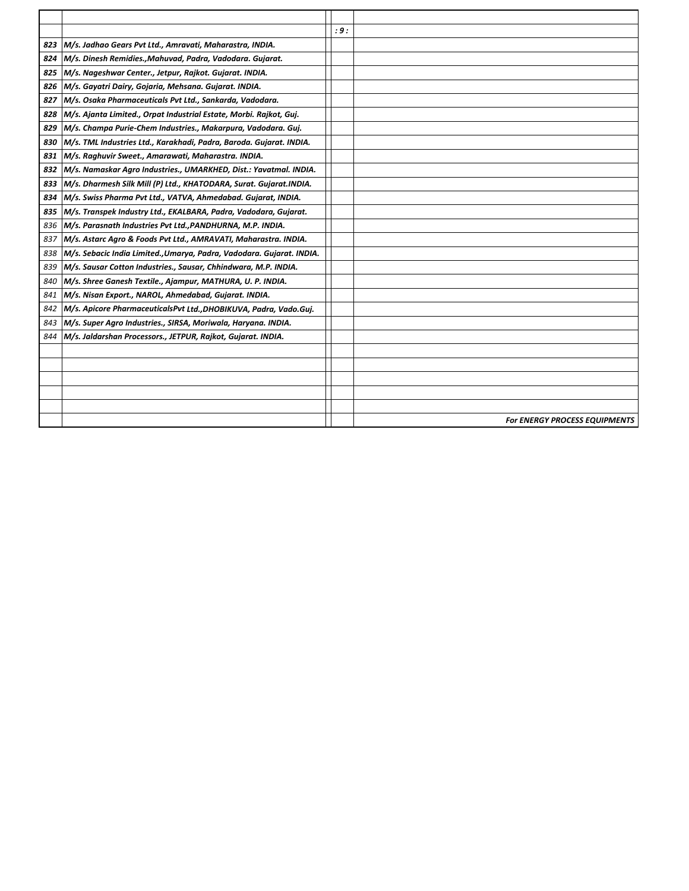| | | | |
|---|---|---|---|
| **823** | ***M/s. Jadhao Gears Pvt Ltd., Amravati, Maharastra, INDIA.*** | | |
| **824** | ***M/s. Dinesh Remidies.,Mahuvad, Padra, Vadodara. Gujarat.*** | | |
| **825** | ***M/s. Nageshwar Center., Jetpur, Rajkot. Gujarat. INDIA.*** | | |
| **826** | ***M/s. Gayatri Dairy, Gojaria, Mehsana. Gujarat. INDIA.*** | | |
| **827** | ***M/s. Osaka Pharmaceuticals Pvt Ltd., Sankarda, Vadodara.*** | | |
| **828** | ***M/s. Ajanta Limited., Orpat Industrial Estate, Morbi. Rajkot, Guj.*** | | |
| **829** | ***M/s. Champa Purie-Chem Industries., Makarpura, Vadodara. Guj.*** | | |
| **830** | ***M/s. TML Industries Ltd., Karakhadi, Padra, Baroda. Gujarat. INDIA.*** | | |
| **831** | ***M/s. Raghuvir Sweet., Amarawati, Maharastra. INDIA.*** | | |
| **832** | ***M/s. Namaskar Agro Industries., UMARKHED, Dist.: Yavatmal. INDIA.*** | | |
| **833** | ***M/s. Dharmesh Silk Mill (P) Ltd., KHATODARA, Surat. Gujarat.INDIA.*** | | |
| **834** | ***M/s. Swiss Pharma Pvt Ltd., VATVA, Ahmedabad. Gujarat, INDIA.*** | | |
| **835** | ***M/s. Transpek Industry Ltd., EKALBARA, Padra, Vadodara, Gujarat.*** | | |
| *836* | ***M/s. Parasnath Industries Pvt Ltd.,PANDHURNA, M.P. INDIA.*** | | |
| *837* | ***M/s. Astarc Agro & Foods Pvt Ltd., AMRAVATI, Maharastra. INDIA.*** | | |
| *838* | ***M/s. Sebacic India Limited.,Umarya, Padra, Vadodara. Gujarat. INDIA.*** | | |
| *839* | ***M/s. Sausar Cotton Industries., Sausar, Chhindwara, M.P. INDIA.*** | | |
| *840* | ***M/s. Shree Ganesh Textile., Ajampur, MATHURA, U. P. INDIA.*** | | |
| *841* | ***M/s. Nisan Export., NAROL, Ahmedabad, Gujarat. INDIA.*** | | |
| *842* | ***M/s. Apicore PharmaceuticalsPvt Ltd.,DHOBIKUVA, Padra, Vado.Guj.*** | | |
| *843* | ***M/s. Super Agro Industries., SIRSA, Moriwala, Haryana. INDIA.*** | | |
| *844* | ***M/s. Jaldarshan Processors., JETPUR, Rajkot, Gujarat. INDIA.*** | | |
| | | | |
| | | | |
| | | | |
| | | | |
| | | | |
| | | | ***For ENERGY PROCESS EQUIPMENTS*** |